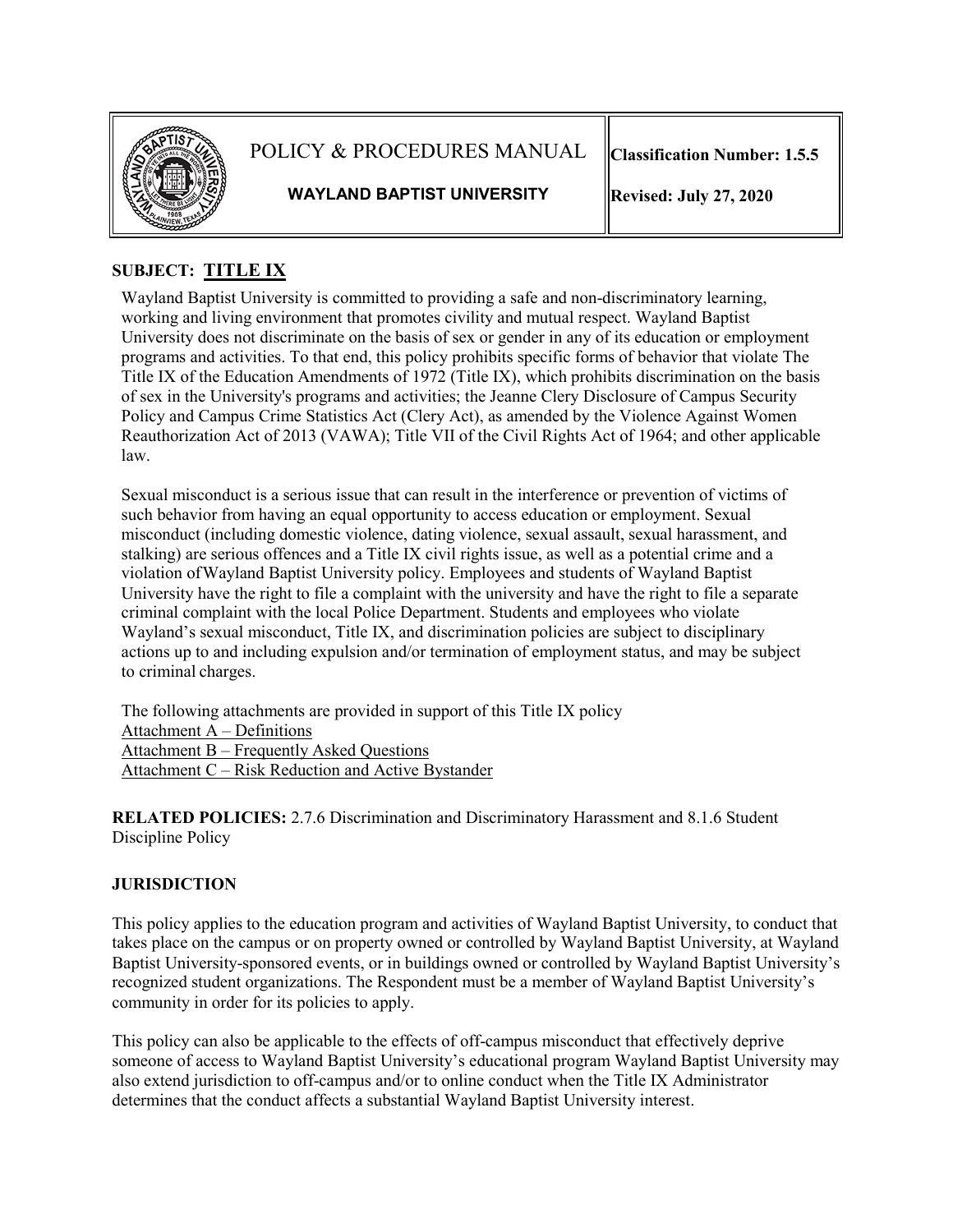# POLICY & PROCEDURES MANUAL

**WAYLAND BAPTIST UNIVERSITY**

**Classification Number: 1.5.5**

**Revised: July 27, 2020**

## SUBJECT: TITLE IX

Wayland Baptist University is committed to providing a safe and non-discriminatory learning, working and living environment that promotes civility and mutual respect. Wayland Baptist University does not discriminate on the basis of sex or gender in any of its education or employment programs and activities. To that end, this policy prohibits specific forms of behavior that violate The Title IX of the Education Amendments of 1972 (Title IX), which prohibits discrimination on the basis of sex in the University's programs and activities; the Jeanne Clery Disclosure of Campus Security Policy and Campus Crime Statistics Act (Clery Act), as amended by the Violence Against Women Reauthorization Act of 2013 (VAWA); Title VII of the Civil Rights Act of 1964; and other applicable law.

Sexual misconduct is a serious issue that can result in the interference or prevention of victims of such behavior from having an equal opportunity to access education or employment. Sexual misconduct (including domestic violence, dating violence, sexual assault, sexual harassment, and stalking) are serious offences and a Title IX civil rights issue, as well as a potential crime and a violation ofWayland Baptist University policy. Employees and students of Wayland Baptist University have the right to file a complaint with the university and have the right to file a separate criminal complaint with the local Police Department. Students and employees who violate Wayland's sexual misconduct, Title IX, and discrimination policies are subject to disciplinary actions up to and including expulsion and/or termination of employment status, and may be subject to criminal charges.

The following attachments are provided in support of this Title IX policy
Attachment A – Definitions
Attachment B – Frequently Asked Questions
Attachment C – Risk Reduction and Active Bystander

**RELATED POLICIES:** 2.7.6 Discrimination and Discriminatory Harassment and 8.1.6 Student Discipline Policy

## JURISDICTION

This policy applies to the education program and activities of Wayland Baptist University, to conduct that takes place on the campus or on property owned or controlled by Wayland Baptist University, at Wayland Baptist University-sponsored events, or in buildings owned or controlled by Wayland Baptist University's recognized student organizations. The Respondent must be a member of Wayland Baptist University's community in order for its policies to apply.

This policy can also be applicable to the effects of off-campus misconduct that effectively deprive someone of access to Wayland Baptist University's educational program Wayland Baptist University may also extend jurisdiction to off-campus and/or to online conduct when the Title IX Administrator determines that the conduct affects a substantial Wayland Baptist University interest.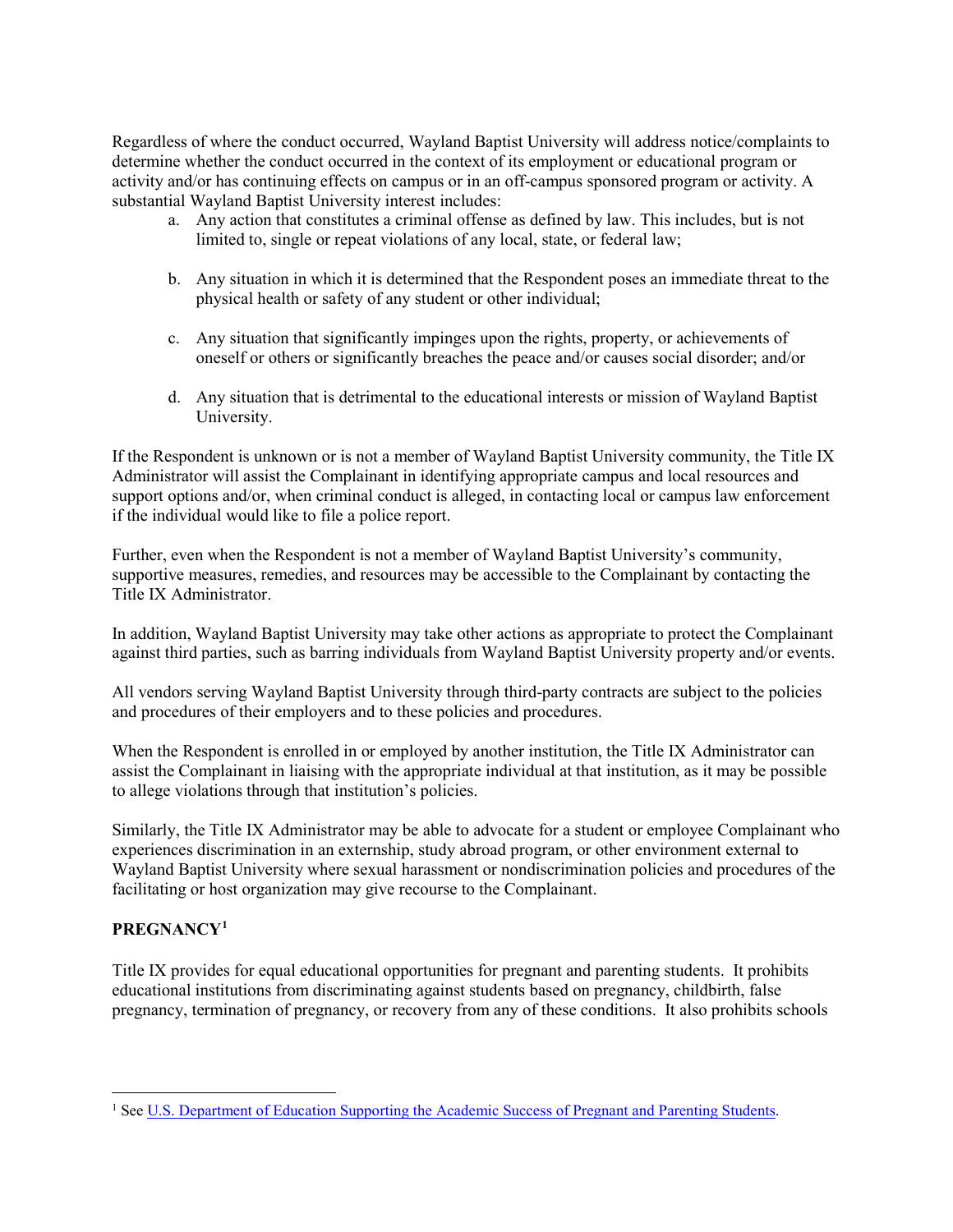Regardless of where the conduct occurred, Wayland Baptist University will address notice/complaints to determine whether the conduct occurred in the context of its employment or educational program or activity and/or has continuing effects on campus or in an off-campus sponsored program or activity. A substantial Wayland Baptist University interest includes:

a. Any action that constitutes a criminal offense as defined by law. This includes, but is not limited to, single or repeat violations of any local, state, or federal law;

b. Any situation in which it is determined that the Respondent poses an immediate threat to the physical health or safety of any student or other individual;

c. Any situation that significantly impinges upon the rights, property, or achievements of oneself or others or significantly breaches the peace and/or causes social disorder; and/or

d. Any situation that is detrimental to the educational interests or mission of Wayland Baptist University.

If the Respondent is unknown or is not a member of Wayland Baptist University community, the Title IX Administrator will assist the Complainant in identifying appropriate campus and local resources and support options and/or, when criminal conduct is alleged, in contacting local or campus law enforcement if the individual would like to file a police report.

Further, even when the Respondent is not a member of Wayland Baptist University's community, supportive measures, remedies, and resources may be accessible to the Complainant by contacting the Title IX Administrator.

In addition, Wayland Baptist University may take other actions as appropriate to protect the Complainant against third parties, such as barring individuals from Wayland Baptist University property and/or events.

All vendors serving Wayland Baptist University through third-party contracts are subject to the policies and procedures of their employers and to these policies and procedures.

When the Respondent is enrolled in or employed by another institution, the Title IX Administrator can assist the Complainant in liaising with the appropriate individual at that institution, as it may be possible to allege violations through that institution's policies.

Similarly, the Title IX Administrator may be able to advocate for a student or employee Complainant who experiences discrimination in an externship, study abroad program, or other environment external to Wayland Baptist University where sexual harassment or nondiscrimination policies and procedures of the facilitating or host organization may give recourse to the Complainant.

## PREGNANCY[1]

Title IX provides for equal educational opportunities for pregnant and parenting students. It prohibits educational institutions from discriminating against students based on pregnancy, childbirth, false pregnancy, termination of pregnancy, or recovery from any of these conditions. It also prohibits schools

---

[1] See U.S. Department of Education Supporting the Academic Success of Pregnant and Parenting Students.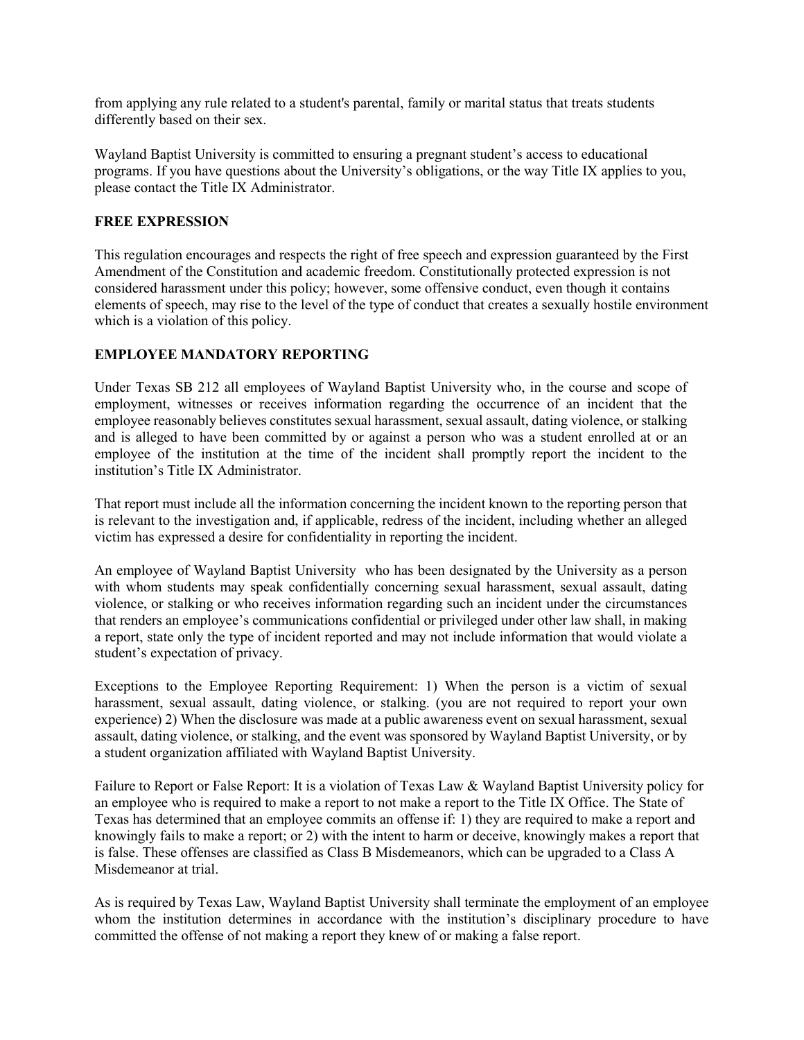from applying any rule related to a student's parental, family or marital status that treats students differently based on their sex.

Wayland Baptist University is committed to ensuring a pregnant student's access to educational programs. If you have questions about the University's obligations, or the way Title IX applies to you, please contact the Title IX Administrator.

## FREE EXPRESSION

This regulation encourages and respects the right of free speech and expression guaranteed by the First Amendment of the Constitution and academic freedom. Constitutionally protected expression is not considered harassment under this policy; however, some offensive conduct, even though it contains elements of speech, may rise to the level of the type of conduct that creates a sexually hostile environment which is a violation of this policy.

## EMPLOYEE MANDATORY REPORTING

Under Texas SB 212 all employees of Wayland Baptist University who, in the course and scope of employment, witnesses or receives information regarding the occurrence of an incident that the employee reasonably believes constitutes sexual harassment, sexual assault, dating violence, or stalking and is alleged to have been committed by or against a person who was a student enrolled at or an employee of the institution at the time of the incident shall promptly report the incident to the institution's Title IX Administrator.

That report must include all the information concerning the incident known to the reporting person that is relevant to the investigation and, if applicable, redress of the incident, including whether an alleged victim has expressed a desire for confidentiality in reporting the incident.

An employee of Wayland Baptist University who has been designated by the University as a person with whom students may speak confidentially concerning sexual harassment, sexual assault, dating violence, or stalking or who receives information regarding such an incident under the circumstances that renders an employee's communications confidential or privileged under other law shall, in making a report, state only the type of incident reported and may not include information that would violate a student's expectation of privacy.

Exceptions to the Employee Reporting Requirement: 1) When the person is a victim of sexual harassment, sexual assault, dating violence, or stalking. (you are not required to report your own experience) 2) When the disclosure was made at a public awareness event on sexual harassment, sexual assault, dating violence, or stalking, and the event was sponsored by Wayland Baptist University, or by a student organization affiliated with Wayland Baptist University.

Failure to Report or False Report: It is a violation of Texas Law & Wayland Baptist University policy for an employee who is required to make a report to not make a report to the Title IX Office. The State of Texas has determined that an employee commits an offense if: 1) they are required to make a report and knowingly fails to make a report; or 2) with the intent to harm or deceive, knowingly makes a report that is false. These offenses are classified as Class B Misdemeanors, which can be upgraded to a Class A Misdemeanor at trial.

As is required by Texas Law, Wayland Baptist University shall terminate the employment of an employee whom the institution determines in accordance with the institution's disciplinary procedure to have committed the offense of not making a report they knew of or making a false report.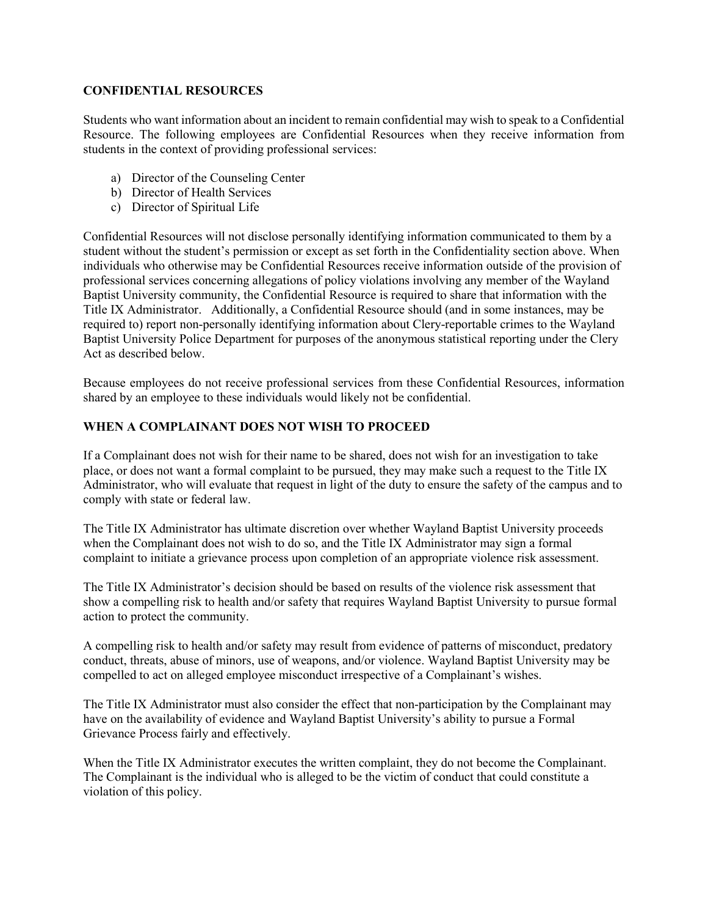## CONFIDENTIAL RESOURCES

Students who want information about an incident to remain confidential may wish to speak to a Confidential Resource. The following employees are Confidential Resources when they receive information from students in the context of providing professional services:

a) Director of the Counseling Center
b) Director of Health Services
c) Director of Spiritual Life

Confidential Resources will not disclose personally identifying information communicated to them by a student without the student's permission or except as set forth in the Confidentiality section above. When individuals who otherwise may be Confidential Resources receive information outside of the provision of professional services concerning allegations of policy violations involving any member of the Wayland Baptist University community, the Confidential Resource is required to share that information with the Title IX Administrator. Additionally, a Confidential Resource should (and in some instances, may be required to) report non-personally identifying information about Clery-reportable crimes to the Wayland Baptist University Police Department for purposes of the anonymous statistical reporting under the Clery Act as described below.

Because employees do not receive professional services from these Confidential Resources, information shared by an employee to these individuals would likely not be confidential.

## WHEN A COMPLAINANT DOES NOT WISH TO PROCEED

If a Complainant does not wish for their name to be shared, does not wish for an investigation to take place, or does not want a formal complaint to be pursued, they may make such a request to the Title IX Administrator, who will evaluate that request in light of the duty to ensure the safety of the campus and to comply with state or federal law.

The Title IX Administrator has ultimate discretion over whether Wayland Baptist University proceeds when the Complainant does not wish to do so, and the Title IX Administrator may sign a formal complaint to initiate a grievance process upon completion of an appropriate violence risk assessment.

The Title IX Administrator's decision should be based on results of the violence risk assessment that show a compelling risk to health and/or safety that requires Wayland Baptist University to pursue formal action to protect the community.

A compelling risk to health and/or safety may result from evidence of patterns of misconduct, predatory conduct, threats, abuse of minors, use of weapons, and/or violence. Wayland Baptist University may be compelled to act on alleged employee misconduct irrespective of a Complainant's wishes.

The Title IX Administrator must also consider the effect that non-participation by the Complainant may have on the availability of evidence and Wayland Baptist University's ability to pursue a Formal Grievance Process fairly and effectively.

When the Title IX Administrator executes the written complaint, they do not become the Complainant. The Complainant is the individual who is alleged to be the victim of conduct that could constitute a violation of this policy.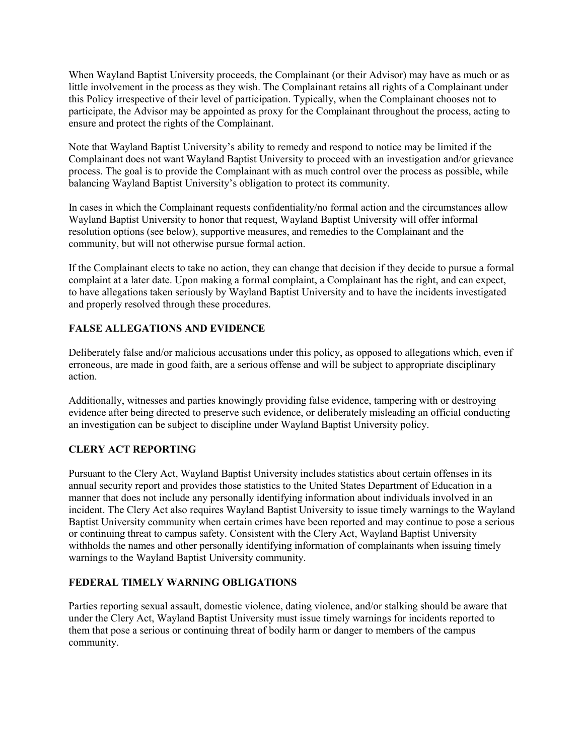When Wayland Baptist University proceeds, the Complainant (or their Advisor) may have as much or as little involvement in the process as they wish. The Complainant retains all rights of a Complainant under this Policy irrespective of their level of participation. Typically, when the Complainant chooses not to participate, the Advisor may be appointed as proxy for the Complainant throughout the process, acting to ensure and protect the rights of the Complainant.

Note that Wayland Baptist University's ability to remedy and respond to notice may be limited if the Complainant does not want Wayland Baptist University to proceed with an investigation and/or grievance process. The goal is to provide the Complainant with as much control over the process as possible, while balancing Wayland Baptist University's obligation to protect its community.

In cases in which the Complainant requests confidentiality/no formal action and the circumstances allow Wayland Baptist University to honor that request, Wayland Baptist University will offer informal resolution options (see below), supportive measures, and remedies to the Complainant and the community, but will not otherwise pursue formal action.

If the Complainant elects to take no action, they can change that decision if they decide to pursue a formal complaint at a later date. Upon making a formal complaint, a Complainant has the right, and can expect, to have allegations taken seriously by Wayland Baptist University and to have the incidents investigated and properly resolved through these procedures.

## FALSE ALLEGATIONS AND EVIDENCE

Deliberately false and/or malicious accusations under this policy, as opposed to allegations which, even if erroneous, are made in good faith, are a serious offense and will be subject to appropriate disciplinary action.

Additionally, witnesses and parties knowingly providing false evidence, tampering with or destroying evidence after being directed to preserve such evidence, or deliberately misleading an official conducting an investigation can be subject to discipline under Wayland Baptist University policy.

## CLERY ACT REPORTING

Pursuant to the Clery Act, Wayland Baptist University includes statistics about certain offenses in its annual security report and provides those statistics to the United States Department of Education in a manner that does not include any personally identifying information about individuals involved in an incident. The Clery Act also requires Wayland Baptist University to issue timely warnings to the Wayland Baptist University community when certain crimes have been reported and may continue to pose a serious or continuing threat to campus safety. Consistent with the Clery Act, Wayland Baptist University withholds the names and other personally identifying information of complainants when issuing timely warnings to the Wayland Baptist University community.

## FEDERAL TIMELY WARNING OBLIGATIONS

Parties reporting sexual assault, domestic violence, dating violence, and/or stalking should be aware that under the Clery Act, Wayland Baptist University must issue timely warnings for incidents reported to them that pose a serious or continuing threat of bodily harm or danger to members of the campus community.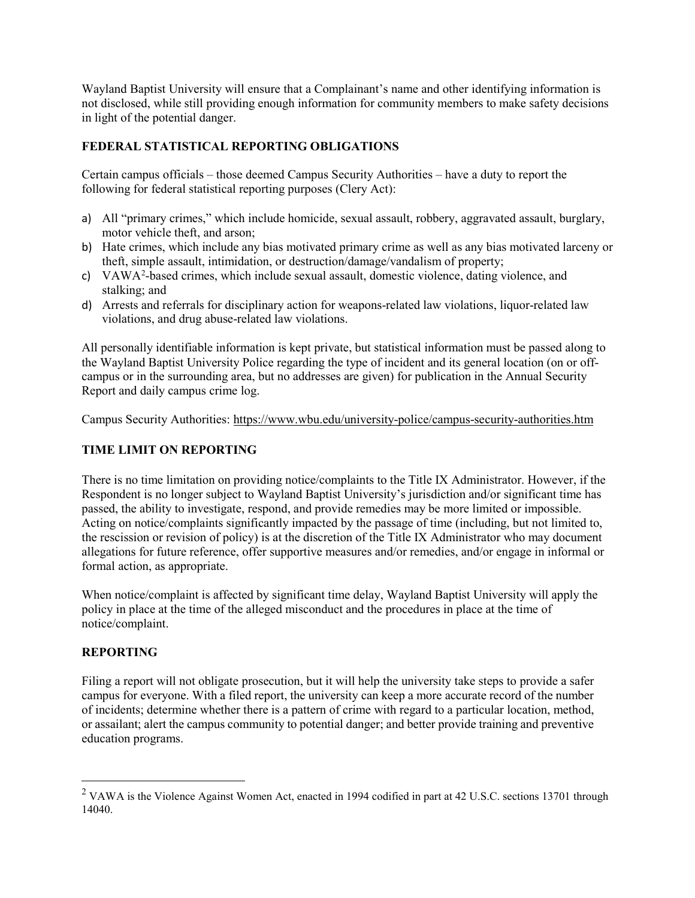Wayland Baptist University will ensure that a Complainant's name and other identifying information is not disclosed, while still providing enough information for community members to make safety decisions in light of the potential danger.

## FEDERAL STATISTICAL REPORTING OBLIGATIONS

Certain campus officials – those deemed Campus Security Authorities – have a duty to report the following for federal statistical reporting purposes (Clery Act):

a) All "primary crimes," which include homicide, sexual assault, robbery, aggravated assault, burglary, motor vehicle theft, and arson;
b) Hate crimes, which include any bias motivated primary crime as well as any bias motivated larceny or theft, simple assault, intimidation, or destruction/damage/vandalism of property;
c) VAWA[2]-based crimes, which include sexual assault, domestic violence, dating violence, and stalking; and
d) Arrests and referrals for disciplinary action for weapons-related law violations, liquor-related law violations, and drug abuse-related law violations.

All personally identifiable information is kept private, but statistical information must be passed along to the Wayland Baptist University Police regarding the type of incident and its general location (on or off-campus or in the surrounding area, but no addresses are given) for publication in the Annual Security Report and daily campus crime log.

Campus Security Authorities: https://www.wbu.edu/university-police/campus-security-authorities.htm

## TIME LIMIT ON REPORTING

There is no time limitation on providing notice/complaints to the Title IX Administrator. However, if the Respondent is no longer subject to Wayland Baptist University's jurisdiction and/or significant time has passed, the ability to investigate, respond, and provide remedies may be more limited or impossible. Acting on notice/complaints significantly impacted by the passage of time (including, but not limited to, the rescission or revision of policy) is at the discretion of the Title IX Administrator who may document allegations for future reference, offer supportive measures and/or remedies, and/or engage in informal or formal action, as appropriate.

When notice/complaint is affected by significant time delay, Wayland Baptist University will apply the policy in place at the time of the alleged misconduct and the procedures in place at the time of notice/complaint.

## REPORTING

Filing a report will not obligate prosecution, but it will help the university take steps to provide a safer campus for everyone. With a filed report, the university can keep a more accurate record of the number of incidents; determine whether there is a pattern of crime with regard to a particular location, method, or assailant; alert the campus community to potential danger; and better provide training and preventive education programs.

---

[2] VAWA is the Violence Against Women Act, enacted in 1994 codified in part at 42 U.S.C. sections 13701 through 14040.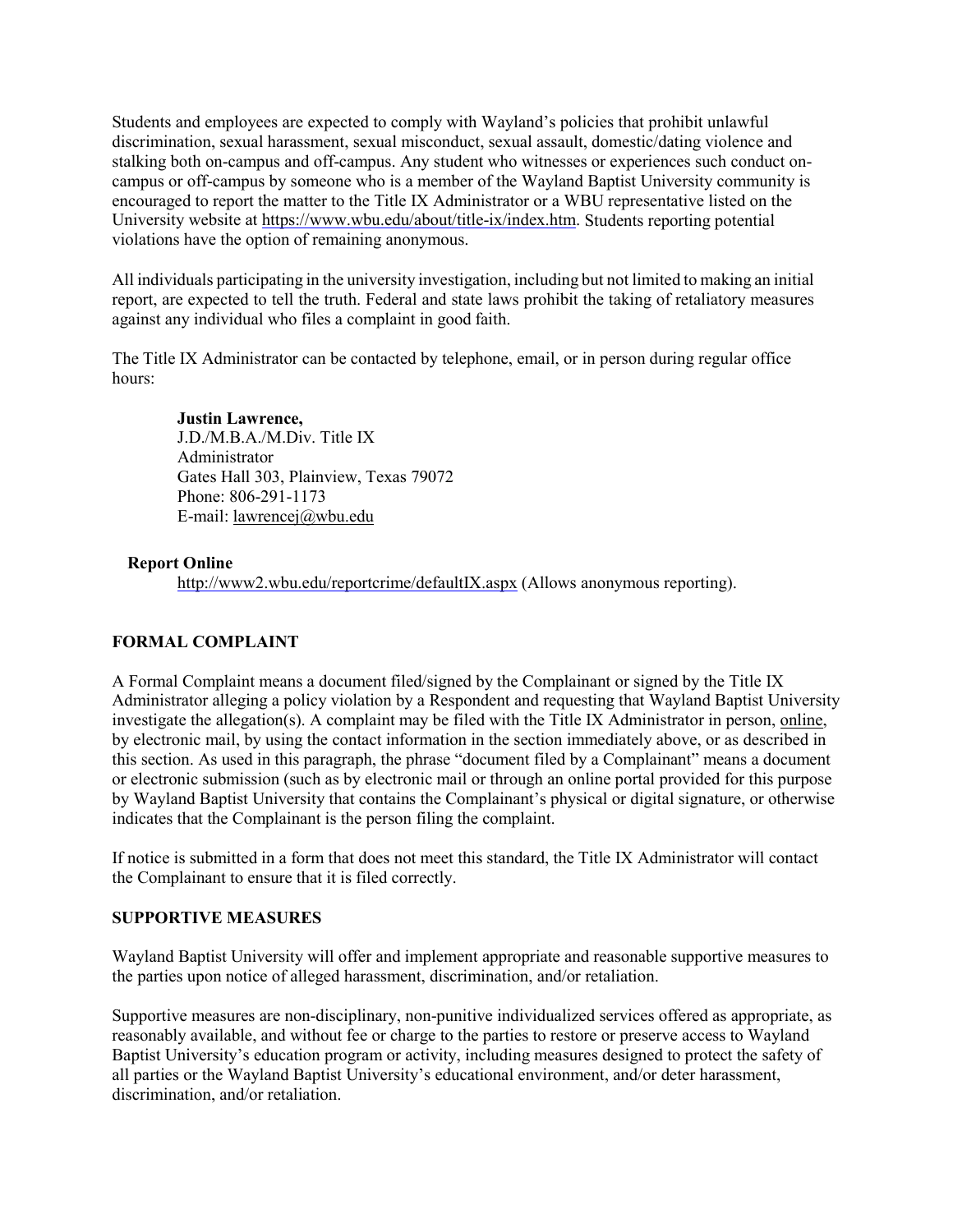Students and employees are expected to comply with Wayland's policies that prohibit unlawful discrimination, sexual harassment, sexual misconduct, sexual assault, domestic/dating violence and stalking both on-campus and off-campus. Any student who witnesses or experiences such conduct on-campus or off-campus by someone who is a member of the Wayland Baptist University community is encouraged to report the matter to the Title IX Administrator or a WBU representative listed on the University website at https://www.wbu.edu/about/title-ix/index.htm. Students reporting potential violations have the option of remaining anonymous.

All individuals participating in the university investigation, including but not limited to making an initial report, are expected to tell the truth. Federal and state laws prohibit the taking of retaliatory measures against any individual who files a complaint in good faith.

The Title IX Administrator can be contacted by telephone, email, or in person during regular office hours:

> **Justin Lawrence,**
> J.D./M.B.A./M.Div. Title IX
> Administrator
> Gates Hall 303, Plainview, Texas 79072
> Phone: 806-291-1173
> E-mail: lawrencej@wbu.edu

**Report Online**

http://www2.wbu.edu/reportcrime/defaultIX.aspx (Allows anonymous reporting).

**FORMAL COMPLAINT**

A Formal Complaint means a document filed/signed by the Complainant or signed by the Title IX Administrator alleging a policy violation by a Respondent and requesting that Wayland Baptist University investigate the allegation(s). A complaint may be filed with the Title IX Administrator in person, online, by electronic mail, by using the contact information in the section immediately above, or as described in this section. As used in this paragraph, the phrase "document filed by a Complainant" means a document or electronic submission (such as by electronic mail or through an online portal provided for this purpose by Wayland Baptist University that contains the Complainant's physical or digital signature, or otherwise indicates that the Complainant is the person filing the complaint.

If notice is submitted in a form that does not meet this standard, the Title IX Administrator will contact the Complainant to ensure that it is filed correctly.

**SUPPORTIVE MEASURES**

Wayland Baptist University will offer and implement appropriate and reasonable supportive measures to the parties upon notice of alleged harassment, discrimination, and/or retaliation.

Supportive measures are non-disciplinary, non-punitive individualized services offered as appropriate, as reasonably available, and without fee or charge to the parties to restore or preserve access to Wayland Baptist University's education program or activity, including measures designed to protect the safety of all parties or the Wayland Baptist University's educational environment, and/or deter harassment, discrimination, and/or retaliation.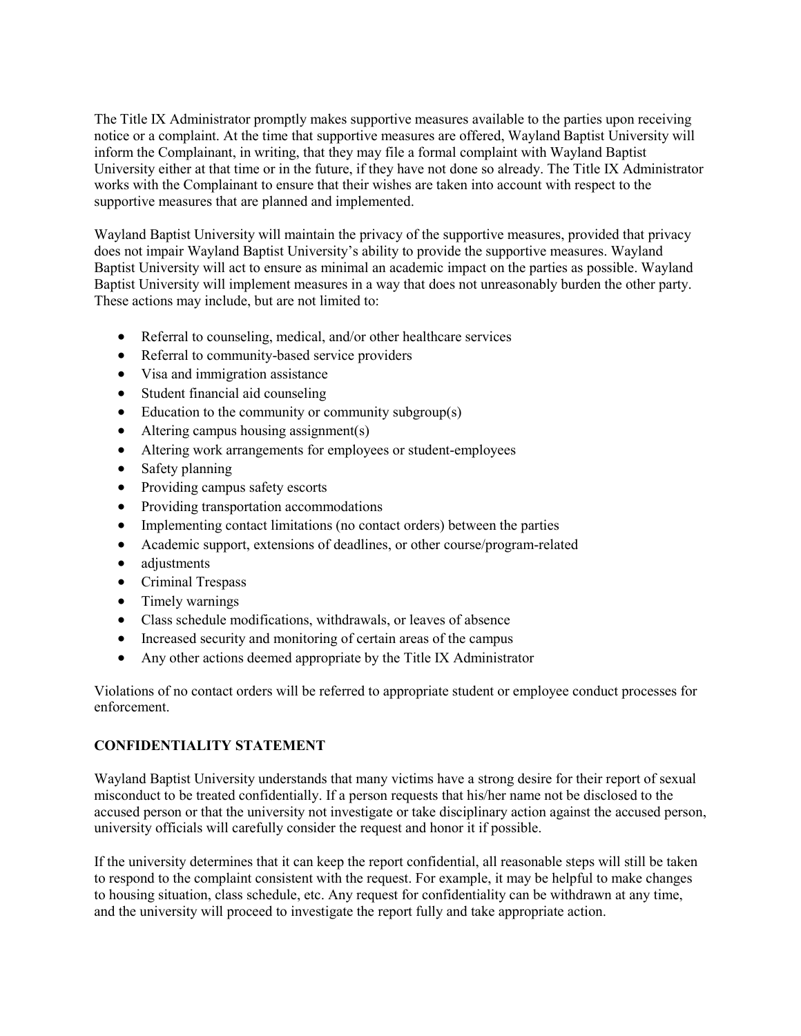The Title IX Administrator promptly makes supportive measures available to the parties upon receiving notice or a complaint. At the time that supportive measures are offered, Wayland Baptist University will inform the Complainant, in writing, that they may file a formal complaint with Wayland Baptist University either at that time or in the future, if they have not done so already. The Title IX Administrator works with the Complainant to ensure that their wishes are taken into account with respect to the supportive measures that are planned and implemented.

Wayland Baptist University will maintain the privacy of the supportive measures, provided that privacy does not impair Wayland Baptist University's ability to provide the supportive measures. Wayland Baptist University will act to ensure as minimal an academic impact on the parties as possible. Wayland Baptist University will implement measures in a way that does not unreasonably burden the other party. These actions may include, but are not limited to:

- Referral to counseling, medical, and/or other healthcare services
- Referral to community-based service providers
- Visa and immigration assistance
- Student financial aid counseling
- Education to the community or community subgroup(s)
- Altering campus housing assignment(s)
- Altering work arrangements for employees or student-employees
- Safety planning
- Providing campus safety escorts
- Providing transportation accommodations
- Implementing contact limitations (no contact orders) between the parties
- Academic support, extensions of deadlines, or other course/program-related
- adjustments
- Criminal Trespass
- Timely warnings
- Class schedule modifications, withdrawals, or leaves of absence
- Increased security and monitoring of certain areas of the campus
- Any other actions deemed appropriate by the Title IX Administrator

Violations of no contact orders will be referred to appropriate student or employee conduct processes for enforcement.

## CONFIDENTIALITY STATEMENT

Wayland Baptist University understands that many victims have a strong desire for their report of sexual misconduct to be treated confidentially. If a person requests that his/her name not be disclosed to the accused person or that the university not investigate or take disciplinary action against the accused person, university officials will carefully consider the request and honor it if possible.

If the university determines that it can keep the report confidential, all reasonable steps will still be taken to respond to the complaint consistent with the request. For example, it may be helpful to make changes to housing situation, class schedule, etc. Any request for confidentiality can be withdrawn at any time, and the university will proceed to investigate the report fully and take appropriate action.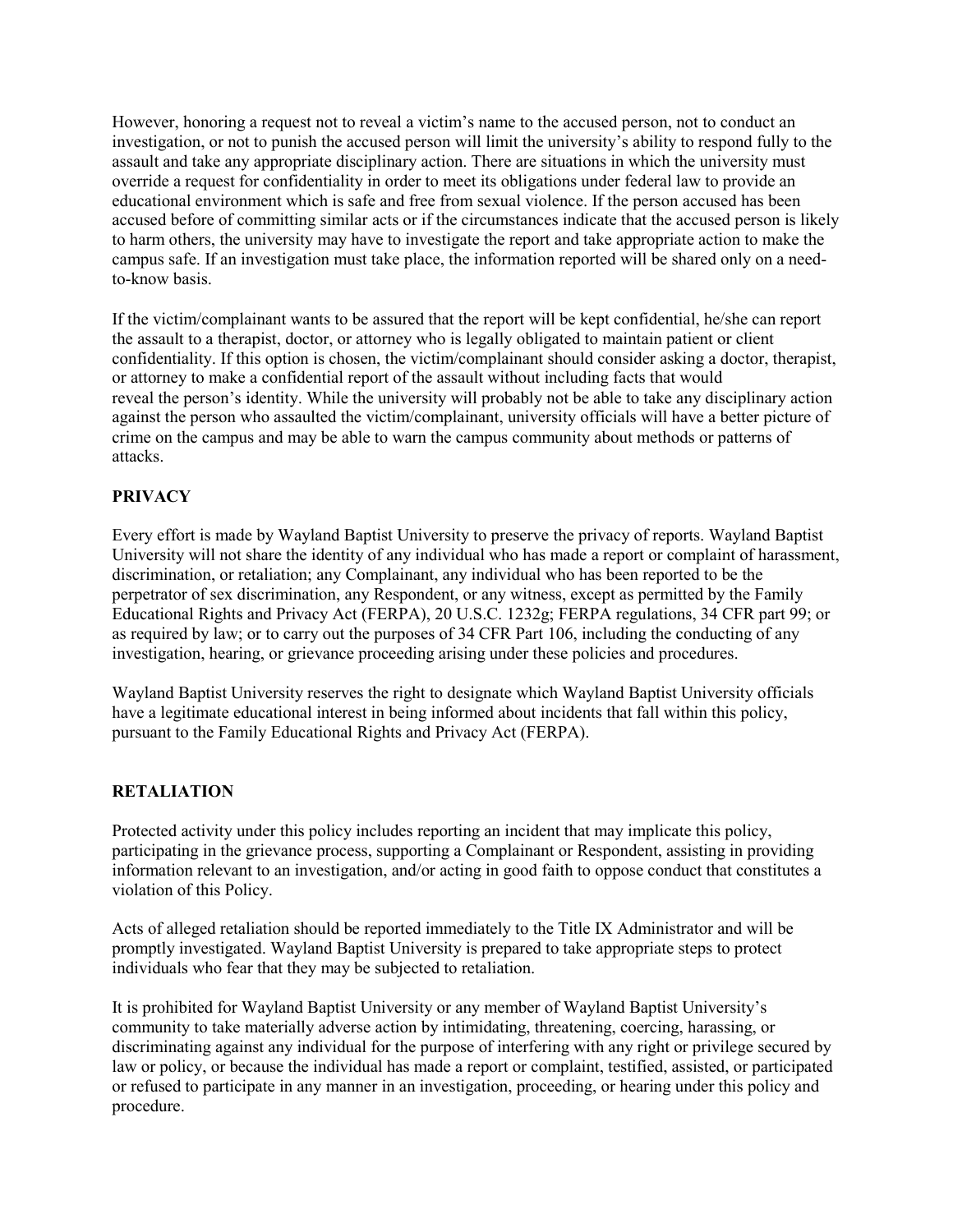However, honoring a request not to reveal a victim's name to the accused person, not to conduct an investigation, or not to punish the accused person will limit the university's ability to respond fully to the assault and take any appropriate disciplinary action. There are situations in which the university must override a request for confidentiality in order to meet its obligations under federal law to provide an educational environment which is safe and free from sexual violence. If the person accused has been accused before of committing similar acts or if the circumstances indicate that the accused person is likely to harm others, the university may have to investigate the report and take appropriate action to make the campus safe. If an investigation must take place, the information reported will be shared only on a need-to-know basis.

If the victim/complainant wants to be assured that the report will be kept confidential, he/she can report the assault to a therapist, doctor, or attorney who is legally obligated to maintain patient or client confidentiality. If this option is chosen, the victim/complainant should consider asking a doctor, therapist, or attorney to make a confidential report of the assault without including facts that would reveal the person's identity. While the university will probably not be able to take any disciplinary action against the person who assaulted the victim/complainant, university officials will have a better picture of crime on the campus and may be able to warn the campus community about methods or patterns of attacks.

## PRIVACY

Every effort is made by Wayland Baptist University to preserve the privacy of reports. Wayland Baptist University will not share the identity of any individual who has made a report or complaint of harassment, discrimination, or retaliation; any Complainant, any individual who has been reported to be the perpetrator of sex discrimination, any Respondent, or any witness, except as permitted by the Family Educational Rights and Privacy Act (FERPA), 20 U.S.C. 1232g; FERPA regulations, 34 CFR part 99; or as required by law; or to carry out the purposes of 34 CFR Part 106, including the conducting of any investigation, hearing, or grievance proceeding arising under these policies and procedures.

Wayland Baptist University reserves the right to designate which Wayland Baptist University officials have a legitimate educational interest in being informed about incidents that fall within this policy, pursuant to the Family Educational Rights and Privacy Act (FERPA).

## RETALIATION

Protected activity under this policy includes reporting an incident that may implicate this policy, participating in the grievance process, supporting a Complainant or Respondent, assisting in providing information relevant to an investigation, and/or acting in good faith to oppose conduct that constitutes a violation of this Policy.

Acts of alleged retaliation should be reported immediately to the Title IX Administrator and will be promptly investigated. Wayland Baptist University is prepared to take appropriate steps to protect individuals who fear that they may be subjected to retaliation.

It is prohibited for Wayland Baptist University or any member of Wayland Baptist University's community to take materially adverse action by intimidating, threatening, coercing, harassing, or discriminating against any individual for the purpose of interfering with any right or privilege secured by law or policy, or because the individual has made a report or complaint, testified, assisted, or participated or refused to participate in any manner in an investigation, proceeding, or hearing under this policy and procedure.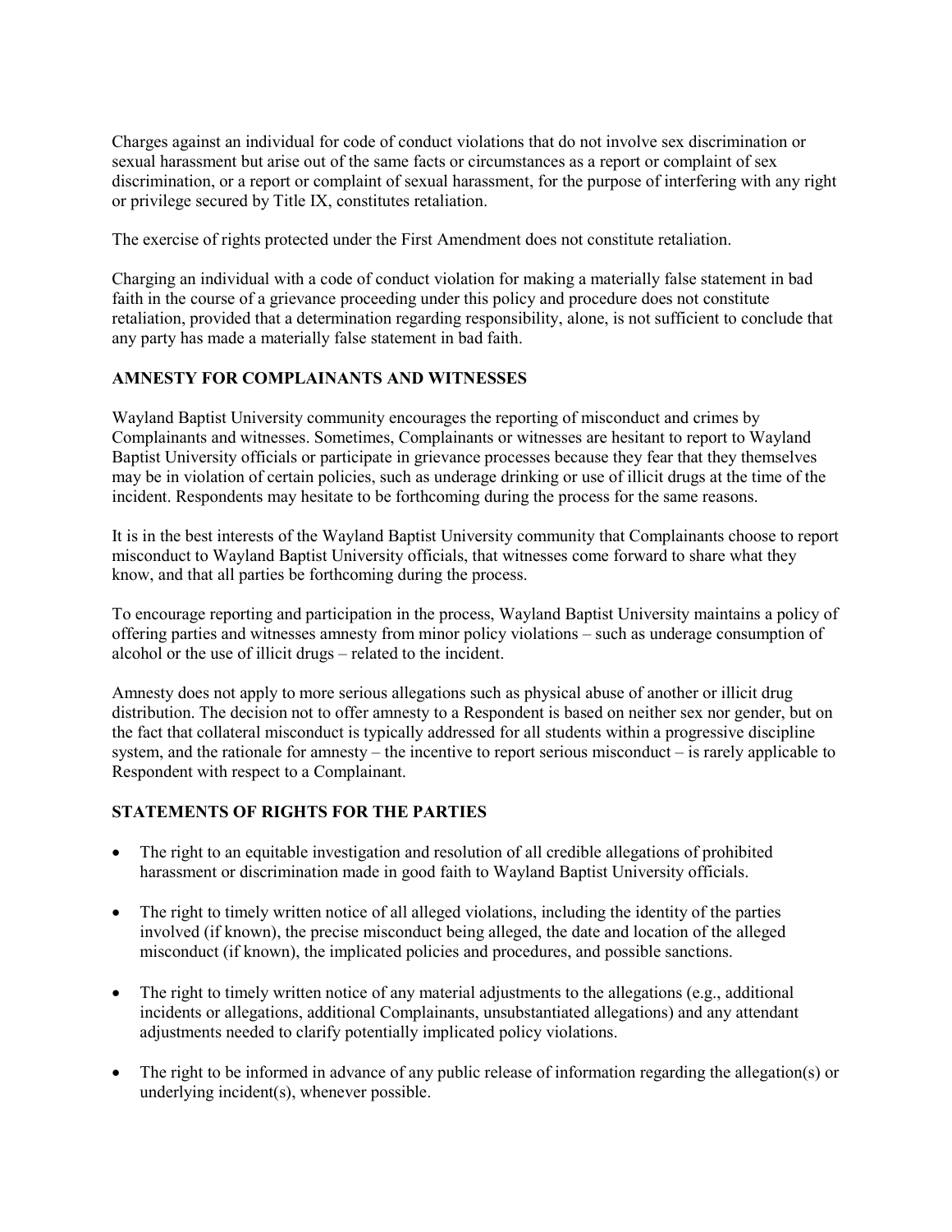Charges against an individual for code of conduct violations that do not involve sex discrimination or sexual harassment but arise out of the same facts or circumstances as a report or complaint of sex discrimination, or a report or complaint of sexual harassment, for the purpose of interfering with any right or privilege secured by Title IX, constitutes retaliation.

The exercise of rights protected under the First Amendment does not constitute retaliation.

Charging an individual with a code of conduct violation for making a materially false statement in bad faith in the course of a grievance proceeding under this policy and procedure does not constitute retaliation, provided that a determination regarding responsibility, alone, is not sufficient to conclude that any party has made a materially false statement in bad faith.

## AMNESTY FOR COMPLAINANTS AND WITNESSES

Wayland Baptist University community encourages the reporting of misconduct and crimes by Complainants and witnesses. Sometimes, Complainants or witnesses are hesitant to report to Wayland Baptist University officials or participate in grievance processes because they fear that they themselves may be in violation of certain policies, such as underage drinking or use of illicit drugs at the time of the incident. Respondents may hesitate to be forthcoming during the process for the same reasons.

It is in the best interests of the Wayland Baptist University community that Complainants choose to report misconduct to Wayland Baptist University officials, that witnesses come forward to share what they know, and that all parties be forthcoming during the process.

To encourage reporting and participation in the process, Wayland Baptist University maintains a policy of offering parties and witnesses amnesty from minor policy violations – such as underage consumption of alcohol or the use of illicit drugs – related to the incident.

Amnesty does not apply to more serious allegations such as physical abuse of another or illicit drug distribution. The decision not to offer amnesty to a Respondent is based on neither sex nor gender, but on the fact that collateral misconduct is typically addressed for all students within a progressive discipline system, and the rationale for amnesty – the incentive to report serious misconduct – is rarely applicable to Respondent with respect to a Complainant.

## STATEMENTS OF RIGHTS FOR THE PARTIES

- The right to an equitable investigation and resolution of all credible allegations of prohibited harassment or discrimination made in good faith to Wayland Baptist University officials.
- The right to timely written notice of all alleged violations, including the identity of the parties involved (if known), the precise misconduct being alleged, the date and location of the alleged misconduct (if known), the implicated policies and procedures, and possible sanctions.
- The right to timely written notice of any material adjustments to the allegations (e.g., additional incidents or allegations, additional Complainants, unsubstantiated allegations) and any attendant adjustments needed to clarify potentially implicated policy violations.
- The right to be informed in advance of any public release of information regarding the allegation(s) or underlying incident(s), whenever possible.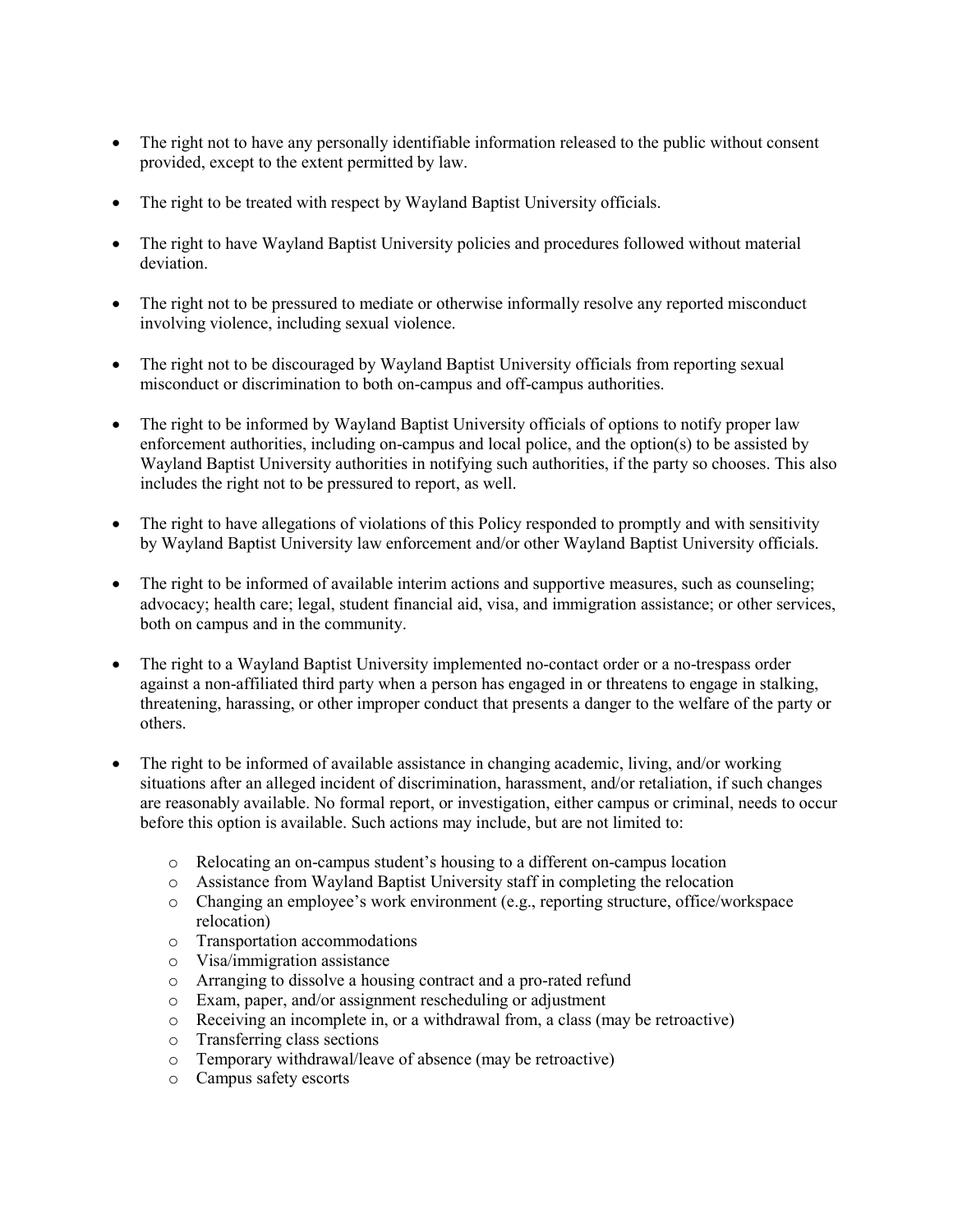- The right not to have any personally identifiable information released to the public without consent provided, except to the extent permitted by law.
- The right to be treated with respect by Wayland Baptist University officials.
- The right to have Wayland Baptist University policies and procedures followed without material deviation.
- The right not to be pressured to mediate or otherwise informally resolve any reported misconduct involving violence, including sexual violence.
- The right not to be discouraged by Wayland Baptist University officials from reporting sexual misconduct or discrimination to both on-campus and off-campus authorities.
- The right to be informed by Wayland Baptist University officials of options to notify proper law enforcement authorities, including on-campus and local police, and the option(s) to be assisted by Wayland Baptist University authorities in notifying such authorities, if the party so chooses. This also includes the right not to be pressured to report, as well.
- The right to have allegations of violations of this Policy responded to promptly and with sensitivity by Wayland Baptist University law enforcement and/or other Wayland Baptist University officials.
- The right to be informed of available interim actions and supportive measures, such as counseling; advocacy; health care; legal, student financial aid, visa, and immigration assistance; or other services, both on campus and in the community.
- The right to a Wayland Baptist University implemented no-contact order or a no-trespass order against a non-affiliated third party when a person has engaged in or threatens to engage in stalking, threatening, harassing, or other improper conduct that presents a danger to the welfare of the party or others.
- The right to be informed of available assistance in changing academic, living, and/or working situations after an alleged incident of discrimination, harassment, and/or retaliation, if such changes are reasonably available. No formal report, or investigation, either campus or criminal, needs to occur before this option is available. Such actions may include, but are not limited to:
    - Relocating an on-campus student's housing to a different on-campus location
    - Assistance from Wayland Baptist University staff in completing the relocation
    - Changing an employee's work environment (e.g., reporting structure, office/workspace relocation)
    - Transportation accommodations
    - Visa/immigration assistance
    - Arranging to dissolve a housing contract and a pro-rated refund
    - Exam, paper, and/or assignment rescheduling or adjustment
    - Receiving an incomplete in, or a withdrawal from, a class (may be retroactive)
    - Transferring class sections
    - Temporary withdrawal/leave of absence (may be retroactive)
    - Campus safety escorts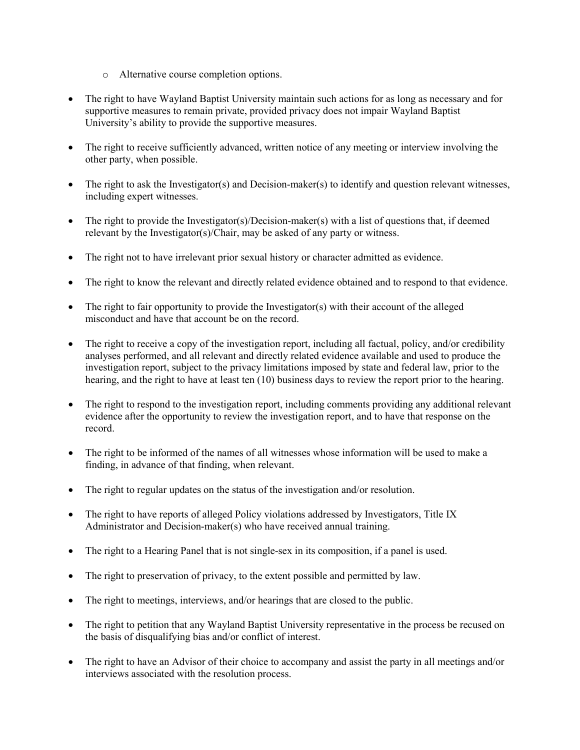- Alternative course completion options.

- The right to have Wayland Baptist University maintain such actions for as long as necessary and for supportive measures to remain private, provided privacy does not impair Wayland Baptist University's ability to provide the supportive measures.

- The right to receive sufficiently advanced, written notice of any meeting or interview involving the other party, when possible.

- The right to ask the Investigator(s) and Decision-maker(s) to identify and question relevant witnesses, including expert witnesses.

- The right to provide the Investigator(s)/Decision-maker(s) with a list of questions that, if deemed relevant by the Investigator(s)/Chair, may be asked of any party or witness.

- The right not to have irrelevant prior sexual history or character admitted as evidence.

- The right to know the relevant and directly related evidence obtained and to respond to that evidence.

- The right to fair opportunity to provide the Investigator(s) with their account of the alleged misconduct and have that account be on the record.

- The right to receive a copy of the investigation report, including all factual, policy, and/or credibility analyses performed, and all relevant and directly related evidence available and used to produce the investigation report, subject to the privacy limitations imposed by state and federal law, prior to the hearing, and the right to have at least ten (10) business days to review the report prior to the hearing.

- The right to respond to the investigation report, including comments providing any additional relevant evidence after the opportunity to review the investigation report, and to have that response on the record.

- The right to be informed of the names of all witnesses whose information will be used to make a finding, in advance of that finding, when relevant.

- The right to regular updates on the status of the investigation and/or resolution.

- The right to have reports of alleged Policy violations addressed by Investigators, Title IX Administrator and Decision-maker(s) who have received annual training.

- The right to a Hearing Panel that is not single-sex in its composition, if a panel is used.

- The right to preservation of privacy, to the extent possible and permitted by law.

- The right to meetings, interviews, and/or hearings that are closed to the public.

- The right to petition that any Wayland Baptist University representative in the process be recused on the basis of disqualifying bias and/or conflict of interest.

- The right to have an Advisor of their choice to accompany and assist the party in all meetings and/or interviews associated with the resolution process.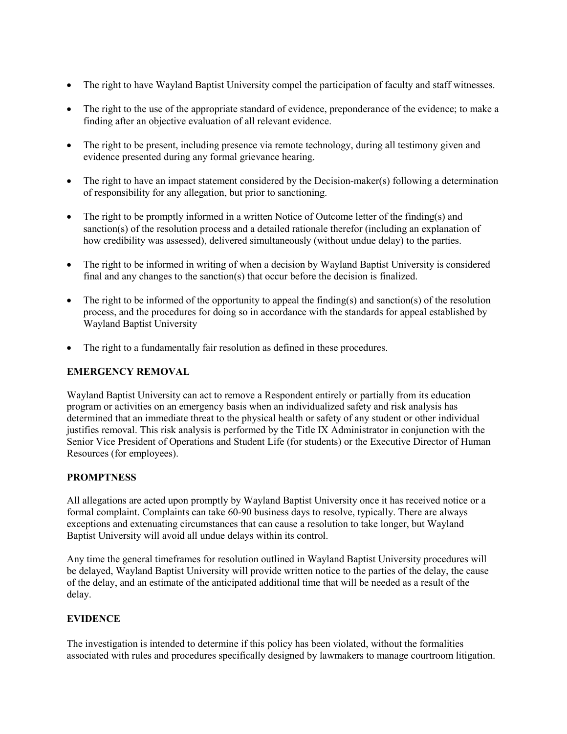- The right to have Wayland Baptist University compel the participation of faculty and staff witnesses.
- The right to the use of the appropriate standard of evidence, preponderance of the evidence; to make a finding after an objective evaluation of all relevant evidence.
- The right to be present, including presence via remote technology, during all testimony given and evidence presented during any formal grievance hearing.
- The right to have an impact statement considered by the Decision-maker(s) following a determination of responsibility for any allegation, but prior to sanctioning.
- The right to be promptly informed in a written Notice of Outcome letter of the finding(s) and sanction(s) of the resolution process and a detailed rationale therefor (including an explanation of how credibility was assessed), delivered simultaneously (without undue delay) to the parties.
- The right to be informed in writing of when a decision by Wayland Baptist University is considered final and any changes to the sanction(s) that occur before the decision is finalized.
- The right to be informed of the opportunity to appeal the finding(s) and sanction(s) of the resolution process, and the procedures for doing so in accordance with the standards for appeal established by Wayland Baptist University
- The right to a fundamentally fair resolution as defined in these procedures.

**EMERGENCY REMOVAL**

Wayland Baptist University can act to remove a Respondent entirely or partially from its education program or activities on an emergency basis when an individualized safety and risk analysis has determined that an immediate threat to the physical health or safety of any student or other individual justifies removal. This risk analysis is performed by the Title IX Administrator in conjunction with the Senior Vice President of Operations and Student Life (for students) or the Executive Director of Human Resources (for employees).

**PROMPTNESS**

All allegations are acted upon promptly by Wayland Baptist University once it has received notice or a formal complaint. Complaints can take 60-90 business days to resolve, typically. There are always exceptions and extenuating circumstances that can cause a resolution to take longer, but Wayland Baptist University will avoid all undue delays within its control.

Any time the general timeframes for resolution outlined in Wayland Baptist University procedures will be delayed, Wayland Baptist University will provide written notice to the parties of the delay, the cause of the delay, and an estimate of the anticipated additional time that will be needed as a result of the delay.

**EVIDENCE**

The investigation is intended to determine if this policy has been violated, without the formalities associated with rules and procedures specifically designed by lawmakers to manage courtroom litigation.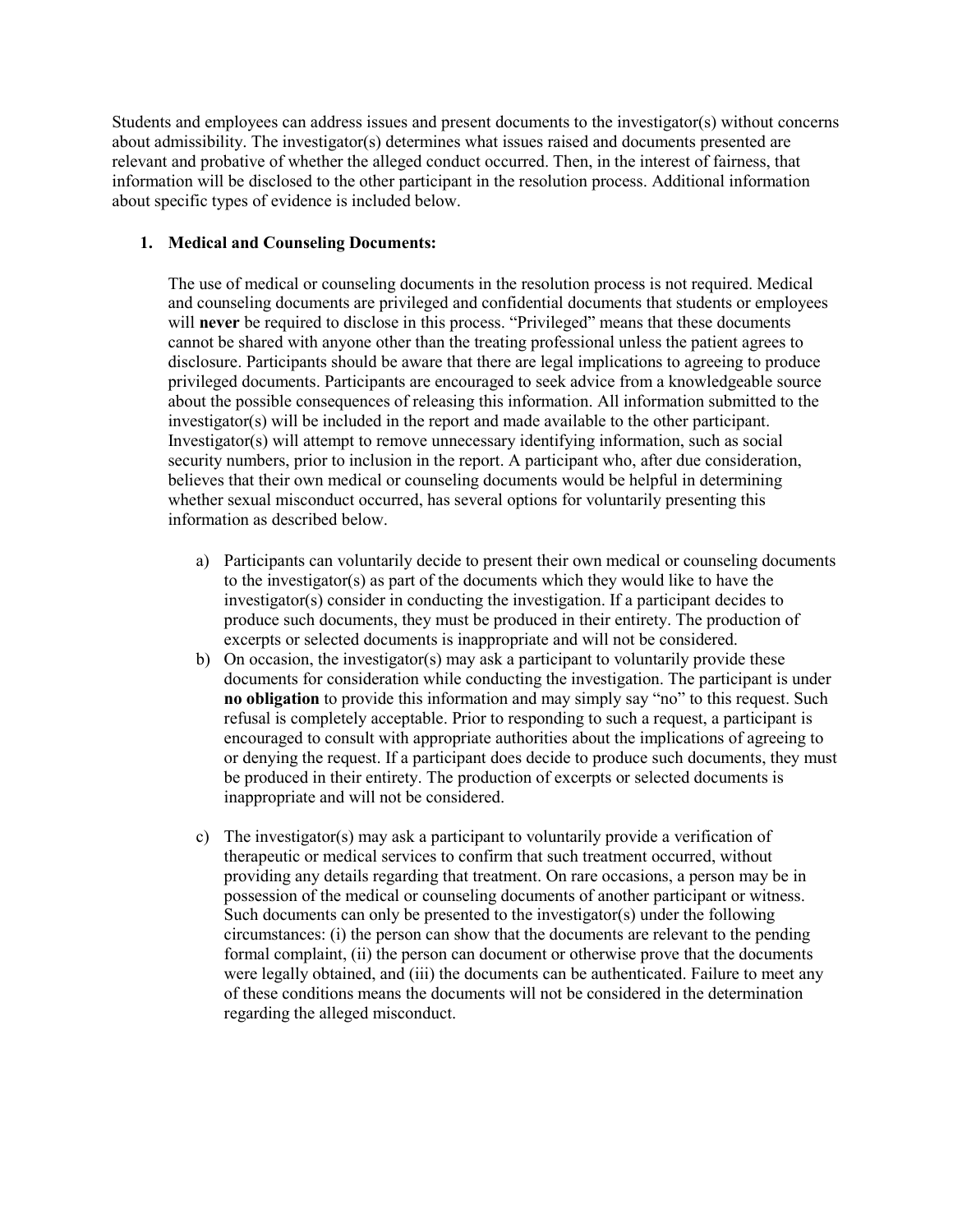Students and employees can address issues and present documents to the investigator(s) without concerns about admissibility. The investigator(s) determines what issues raised and documents presented are relevant and probative of whether the alleged conduct occurred. Then, in the interest of fairness, that information will be disclosed to the other participant in the resolution process. Additional information about specific types of evidence is included below.

1. **Medical and Counseling Documents:**

   The use of medical or counseling documents in the resolution process is not required. Medical and counseling documents are privileged and confidential documents that students or employees will **never** be required to disclose in this process. "Privileged" means that these documents cannot be shared with anyone other than the treating professional unless the patient agrees to disclosure. Participants should be aware that there are legal implications to agreeing to produce privileged documents. Participants are encouraged to seek advice from a knowledgeable source about the possible consequences of releasing this information. All information submitted to the investigator(s) will be included in the report and made available to the other participant. Investigator(s) will attempt to remove unnecessary identifying information, such as social security numbers, prior to inclusion in the report. A participant who, after due consideration, believes that their own medical or counseling documents would be helpful in determining whether sexual misconduct occurred, has several options for voluntarily presenting this information as described below.

   a) Participants can voluntarily decide to present their own medical or counseling documents to the investigator(s) as part of the documents which they would like to have the investigator(s) consider in conducting the investigation. If a participant decides to produce such documents, they must be produced in their entirety. The production of excerpts or selected documents is inappropriate and will not be considered.
   b) On occasion, the investigator(s) may ask a participant to voluntarily provide these documents for consideration while conducting the investigation. The participant is under **no obligation** to provide this information and may simply say "no" to this request. Such refusal is completely acceptable. Prior to responding to such a request, a participant is encouraged to consult with appropriate authorities about the implications of agreeing to or denying the request. If a participant does decide to produce such documents, they must be produced in their entirety. The production of excerpts or selected documents is inappropriate and will not be considered.
   c) The investigator(s) may ask a participant to voluntarily provide a verification of therapeutic or medical services to confirm that such treatment occurred, without providing any details regarding that treatment. On rare occasions, a person may be in possession of the medical or counseling documents of another participant or witness. Such documents can only be presented to the investigator(s) under the following circumstances: (i) the person can show that the documents are relevant to the pending formal complaint, (ii) the person can document or otherwise prove that the documents were legally obtained, and (iii) the documents can be authenticated. Failure to meet any of these conditions means the documents will not be considered in the determination regarding the alleged misconduct.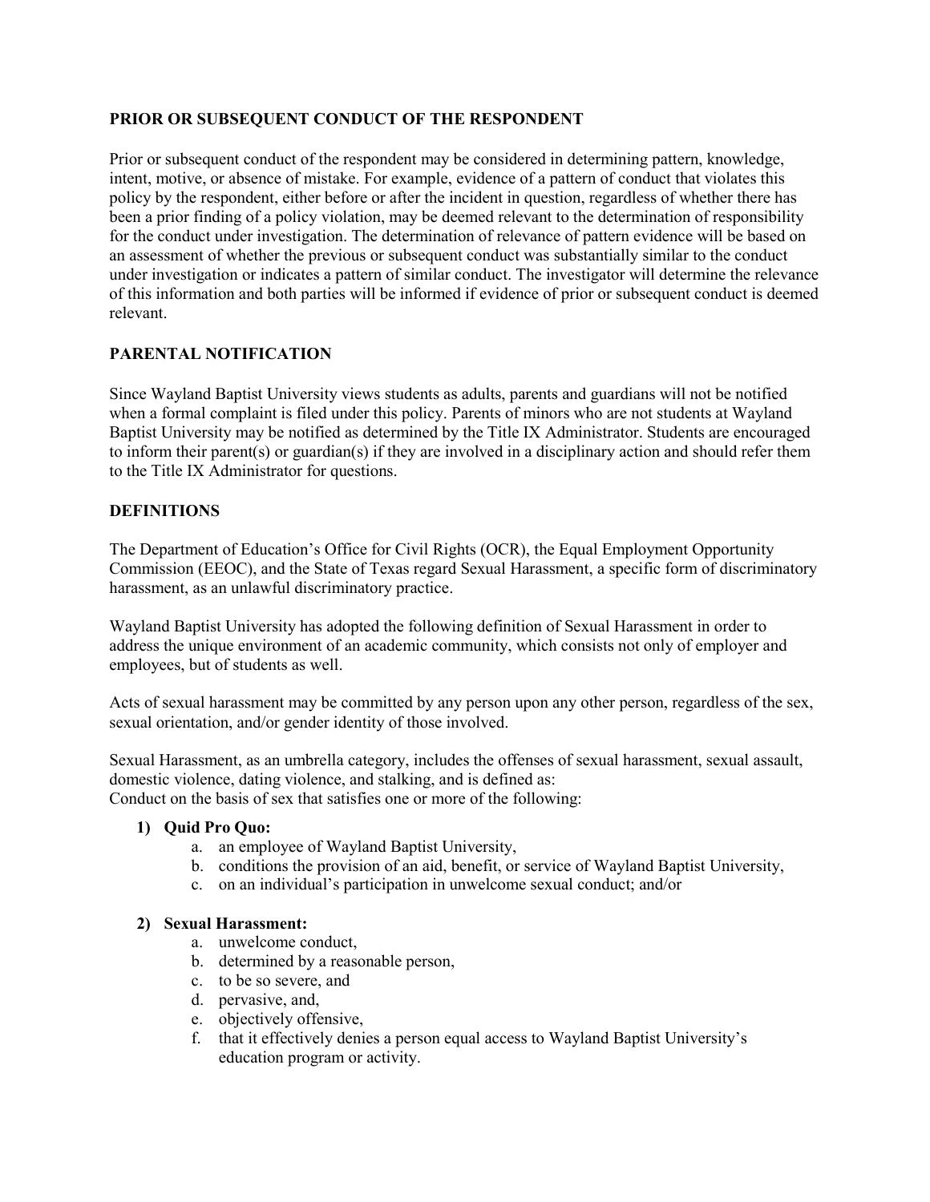## PRIOR OR SUBSEQUENT CONDUCT OF THE RESPONDENT

Prior or subsequent conduct of the respondent may be considered in determining pattern, knowledge, intent, motive, or absence of mistake. For example, evidence of a pattern of conduct that violates this policy by the respondent, either before or after the incident in question, regardless of whether there has been a prior finding of a policy violation, may be deemed relevant to the determination of responsibility for the conduct under investigation. The determination of relevance of pattern evidence will be based on an assessment of whether the previous or subsequent conduct was substantially similar to the conduct under investigation or indicates a pattern of similar conduct. The investigator will determine the relevance of this information and both parties will be informed if evidence of prior or subsequent conduct is deemed relevant.

## PARENTAL NOTIFICATION

Since Wayland Baptist University views students as adults, parents and guardians will not be notified when a formal complaint is filed under this policy. Parents of minors who are not students at Wayland Baptist University may be notified as determined by the Title IX Administrator. Students are encouraged to inform their parent(s) or guardian(s) if they are involved in a disciplinary action and should refer them to the Title IX Administrator for questions.

## DEFINITIONS

The Department of Education's Office for Civil Rights (OCR), the Equal Employment Opportunity Commission (EEOC), and the State of Texas regard Sexual Harassment, a specific form of discriminatory harassment, as an unlawful discriminatory practice.

Wayland Baptist University has adopted the following definition of Sexual Harassment in order to address the unique environment of an academic community, which consists not only of employer and employees, but of students as well.

Acts of sexual harassment may be committed by any person upon any other person, regardless of the sex, sexual orientation, and/or gender identity of those involved.

Sexual Harassment, as an umbrella category, includes the offenses of sexual harassment, sexual assault, domestic violence, dating violence, and stalking, and is defined as:
Conduct on the basis of sex that satisfies one or more of the following:

1) **Quid Pro Quo:**
    a. an employee of Wayland Baptist University,
    b. conditions the provision of an aid, benefit, or service of Wayland Baptist University,
    c. on an individual's participation in unwelcome sexual conduct; and/or

2) **Sexual Harassment:**
    a. unwelcome conduct,
    b. determined by a reasonable person,
    c. to be so severe, and
    d. pervasive, and,
    e. objectively offensive,
    f. that it effectively denies a person equal access to Wayland Baptist University's education program or activity.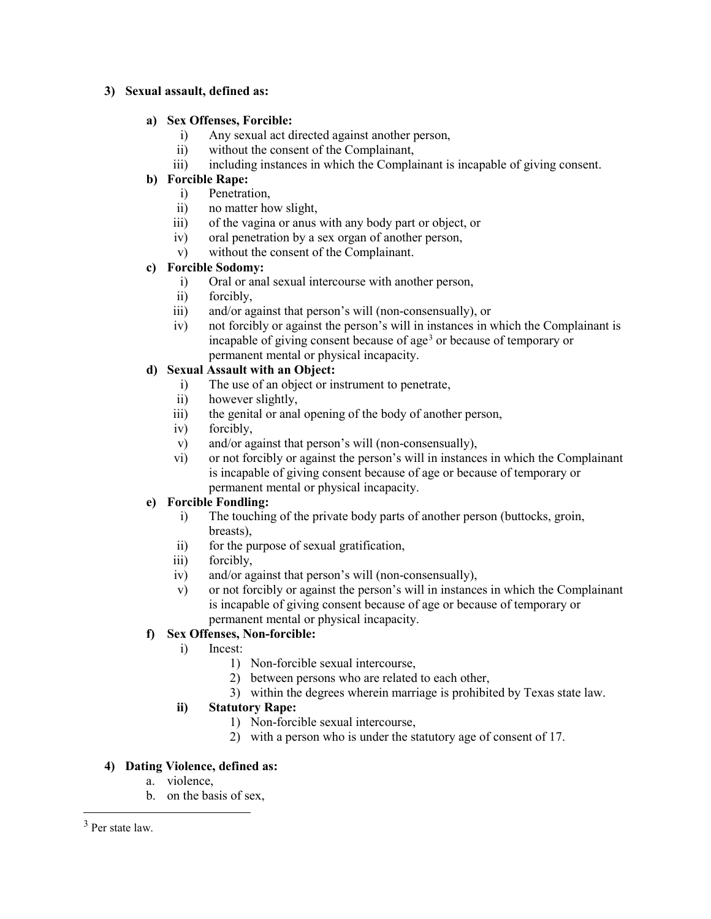**3) Sexual assault, defined as:**

**a) Sex Offenses, Forcible:**

i) Any sexual act directed against another person,
ii) without the consent of the Complainant,
iii) including instances in which the Complainant is incapable of giving consent.

**b) Forcible Rape:**

i) Penetration,
ii) no matter how slight,
iii) of the vagina or anus with any body part or object, or
iv) oral penetration by a sex organ of another person,
v) without the consent of the Complainant.

**c) Forcible Sodomy:**

i) Oral or anal sexual intercourse with another person,
ii) forcibly,
iii) and/or against that person's will (non-consensually), or
iv) not forcibly or against the person's will in instances in which the Complainant is incapable of giving consent because of age[3] or because of temporary or permanent mental or physical incapacity.

**d) Sexual Assault with an Object:**

i) The use of an object or instrument to penetrate,
ii) however slightly,
iii) the genital or anal opening of the body of another person,
iv) forcibly,
v) and/or against that person's will (non-consensually),
vi) or not forcibly or against the person's will in instances in which the Complainant is incapable of giving consent because of age or because of temporary or permanent mental or physical incapacity.

**e) Forcible Fondling:**

i) The touching of the private body parts of another person (buttocks, groin, breasts),
ii) for the purpose of sexual gratification,
iii) forcibly,
iv) and/or against that person's will (non-consensually),
v) or not forcibly or against the person's will in instances in which the Complainant is incapable of giving consent because of age or because of temporary or permanent mental or physical incapacity.

**f) Sex Offenses, Non-forcible:**

i) Incest:
   1) Non-forcible sexual intercourse,
   2) between persons who are related to each other,
   3) within the degrees wherein marriage is prohibited by Texas state law.

**ii) Statutory Rape:**
   1) Non-forcible sexual intercourse,
   2) with a person who is under the statutory age of consent of 17.

**4) Dating Violence, defined as:**

a. violence,
b. on the basis of sex,

---

[3] Per state law.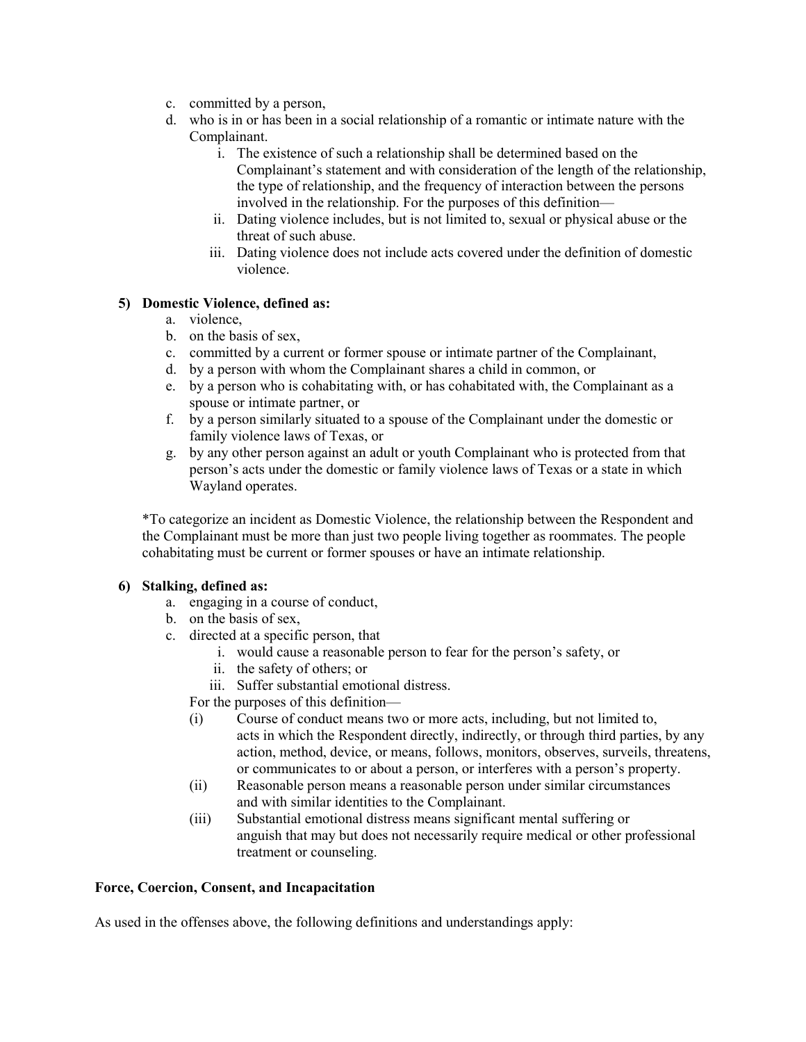c. committed by a person,
d. who is in or has been in a social relationship of a romantic or intimate nature with the Complainant.
    i. The existence of such a relationship shall be determined based on the Complainant's statement and with consideration of the length of the relationship, the type of relationship, and the frequency of interaction between the persons involved in the relationship. For the purposes of this definition—
    ii. Dating violence includes, but is not limited to, sexual or physical abuse or the threat of such abuse.
    iii. Dating violence does not include acts covered under the definition of domestic violence.

**5) Domestic Violence, defined as:**

a. violence,
b. on the basis of sex,
c. committed by a current or former spouse or intimate partner of the Complainant,
d. by a person with whom the Complainant shares a child in common, or
e. by a person who is cohabitating with, or has cohabitated with, the Complainant as a spouse or intimate partner, or
f. by a person similarly situated to a spouse of the Complainant under the domestic or family violence laws of Texas, or
g. by any other person against an adult or youth Complainant who is protected from that person's acts under the domestic or family violence laws of Texas or a state in which Wayland operates.

*To categorize an incident as Domestic Violence, the relationship between the Respondent and the Complainant must be more than just two people living together as roommates. The people cohabitating must be current or former spouses or have an intimate relationship.

**6) Stalking, defined as:**

a. engaging in a course of conduct,
b. on the basis of sex,
c. directed at a specific person, that
    i. would cause a reasonable person to fear for the person's safety, or
    ii. the safety of others; or
    iii. Suffer substantial emotional distress.

For the purposes of this definition—

(i) Course of conduct means two or more acts, including, but not limited to, acts in which the Respondent directly, indirectly, or through third parties, by any action, method, device, or means, follows, monitors, observes, surveils, threatens, or communicates to or about a person, or interferes with a person's property.

(ii) Reasonable person means a reasonable person under similar circumstances and with similar identities to the Complainant.

(iii) Substantial emotional distress means significant mental suffering or anguish that may but does not necessarily require medical or other professional treatment or counseling.

**Force, Coercion, Consent, and Incapacitation**

As used in the offenses above, the following definitions and understandings apply: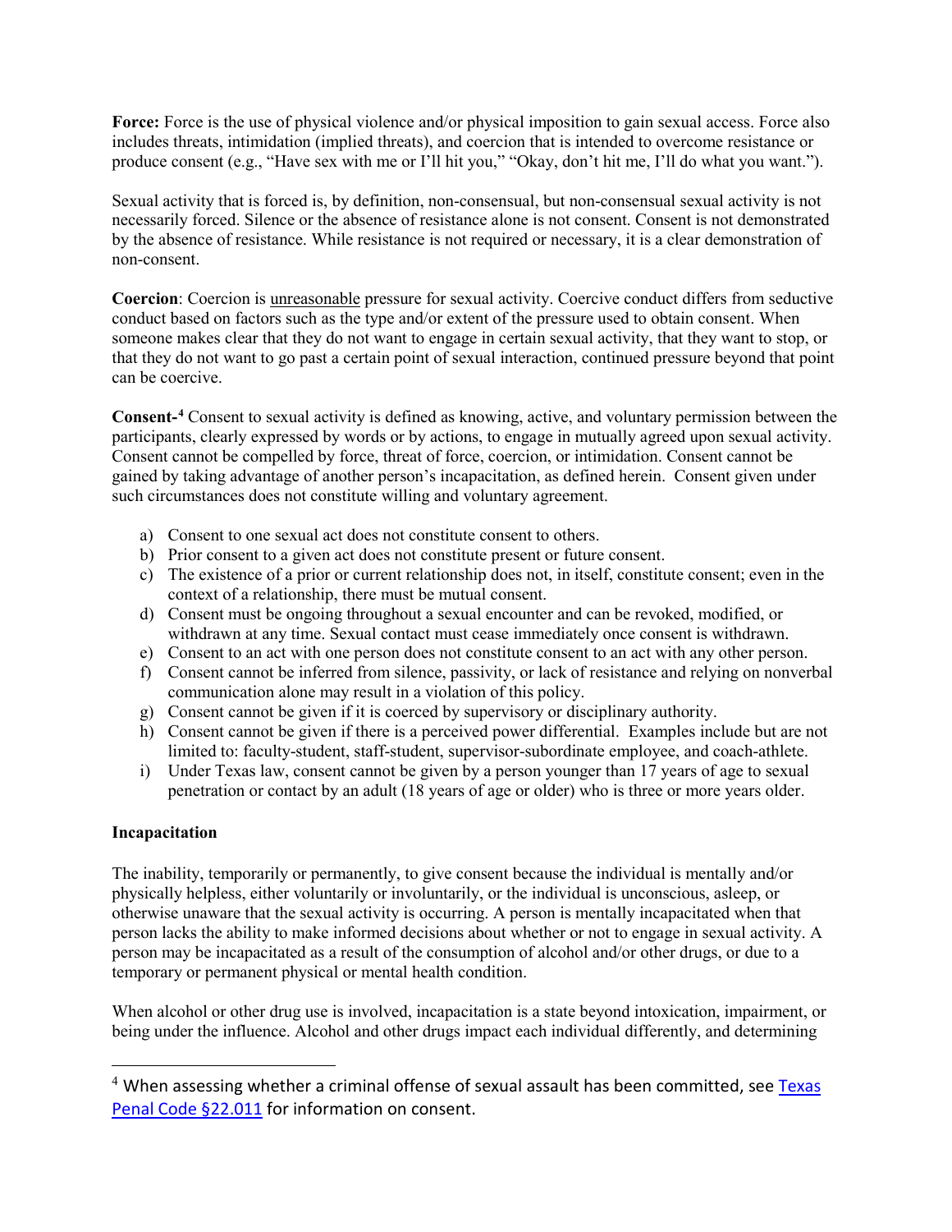**Force:** Force is the use of physical violence and/or physical imposition to gain sexual access. Force also includes threats, intimidation (implied threats), and coercion that is intended to overcome resistance or produce consent (e.g., "Have sex with me or I'll hit you," "Okay, don't hit me, I'll do what you want.").

Sexual activity that is forced is, by definition, non-consensual, but non-consensual sexual activity is not necessarily forced. Silence or the absence of resistance alone is not consent. Consent is not demonstrated by the absence of resistance. While resistance is not required or necessary, it is a clear demonstration of non-consent.

**Coercion**: Coercion is unreasonable pressure for sexual activity. Coercive conduct differs from seductive conduct based on factors such as the type and/or extent of the pressure used to obtain consent. When someone makes clear that they do not want to engage in certain sexual activity, that they want to stop, or that they do not want to go past a certain point of sexual interaction, continued pressure beyond that point can be coercive.

**Consent-**[4] Consent to sexual activity is defined as knowing, active, and voluntary permission between the participants, clearly expressed by words or by actions, to engage in mutually agreed upon sexual activity. Consent cannot be compelled by force, threat of force, coercion, or intimidation. Consent cannot be gained by taking advantage of another person's incapacitation, as defined herein. Consent given under such circumstances does not constitute willing and voluntary agreement.

a) Consent to one sexual act does not constitute consent to others.
b) Prior consent to a given act does not constitute present or future consent.
c) The existence of a prior or current relationship does not, in itself, constitute consent; even in the context of a relationship, there must be mutual consent.
d) Consent must be ongoing throughout a sexual encounter and can be revoked, modified, or withdrawn at any time. Sexual contact must cease immediately once consent is withdrawn.
e) Consent to an act with one person does not constitute consent to an act with any other person.
f) Consent cannot be inferred from silence, passivity, or lack of resistance and relying on nonverbal communication alone may result in a violation of this policy.
g) Consent cannot be given if it is coerced by supervisory or disciplinary authority.
h) Consent cannot be given if there is a perceived power differential. Examples include but are not limited to: faculty-student, staff-student, supervisor-subordinate employee, and coach-athlete.
i) Under Texas law, consent cannot be given by a person younger than 17 years of age to sexual penetration or contact by an adult (18 years of age or older) who is three or more years older.

**Incapacitation**

The inability, temporarily or permanently, to give consent because the individual is mentally and/or physically helpless, either voluntarily or involuntarily, or the individual is unconscious, asleep, or otherwise unaware that the sexual activity is occurring. A person is mentally incapacitated when that person lacks the ability to make informed decisions about whether or not to engage in sexual activity. A person may be incapacitated as a result of the consumption of alcohol and/or other drugs, or due to a temporary or permanent physical or mental health condition.

When alcohol or other drug use is involved, incapacitation is a state beyond intoxication, impairment, or being under the influence. Alcohol and other drugs impact each individual differently, and determining

[4] When assessing whether a criminal offense of sexual assault has been committed, see Texas Penal Code §22.011 for information on consent.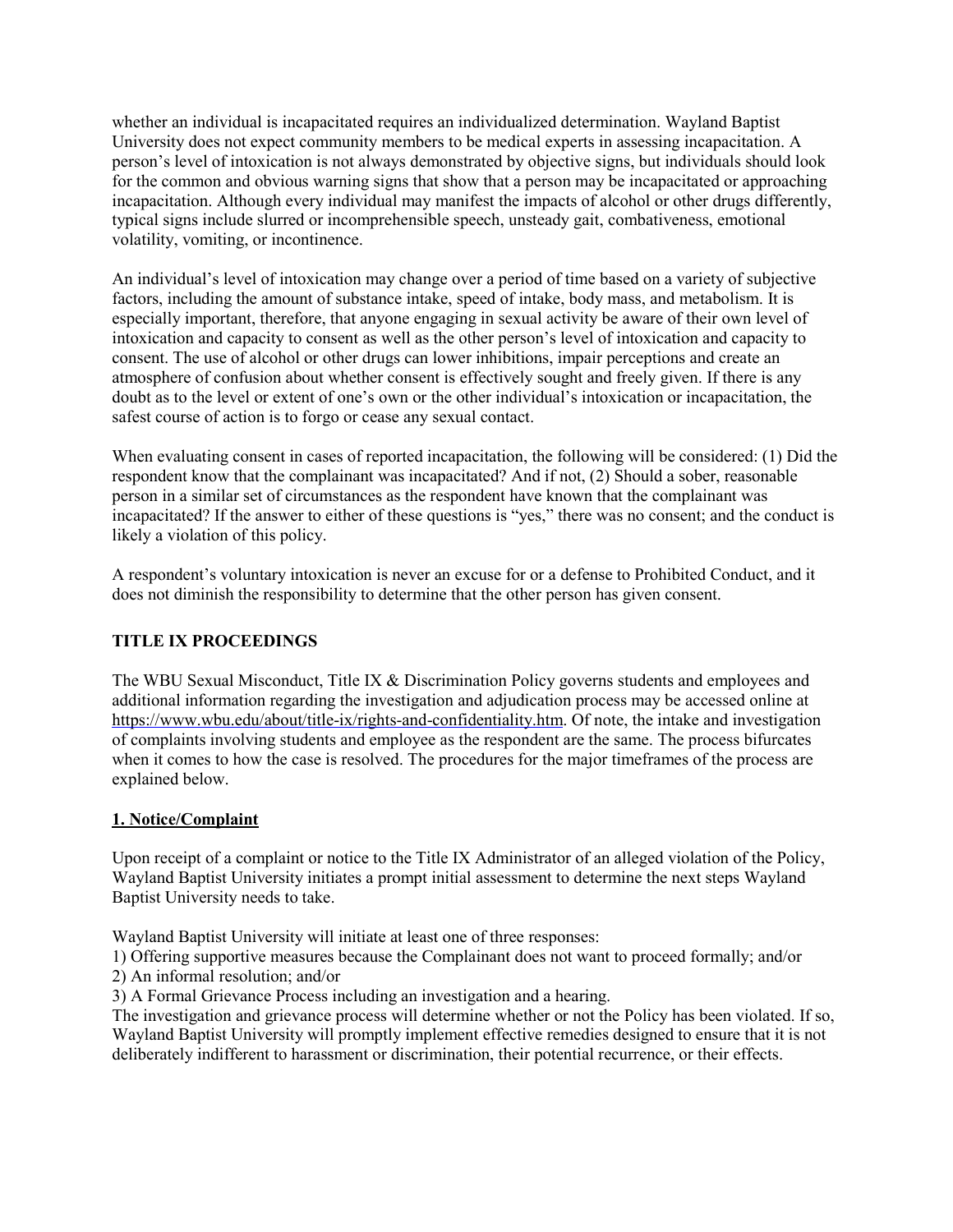whether an individual is incapacitated requires an individualized determination. Wayland Baptist University does not expect community members to be medical experts in assessing incapacitation. A person's level of intoxication is not always demonstrated by objective signs, but individuals should look for the common and obvious warning signs that show that a person may be incapacitated or approaching incapacitation. Although every individual may manifest the impacts of alcohol or other drugs differently, typical signs include slurred or incomprehensible speech, unsteady gait, combativeness, emotional volatility, vomiting, or incontinence.

An individual's level of intoxication may change over a period of time based on a variety of subjective factors, including the amount of substance intake, speed of intake, body mass, and metabolism. It is especially important, therefore, that anyone engaging in sexual activity be aware of their own level of intoxication and capacity to consent as well as the other person's level of intoxication and capacity to consent. The use of alcohol or other drugs can lower inhibitions, impair perceptions and create an atmosphere of confusion about whether consent is effectively sought and freely given. If there is any doubt as to the level or extent of one's own or the other individual's intoxication or incapacitation, the safest course of action is to forgo or cease any sexual contact.

When evaluating consent in cases of reported incapacitation, the following will be considered: (1) Did the respondent know that the complainant was incapacitated? And if not, (2) Should a sober, reasonable person in a similar set of circumstances as the respondent have known that the complainant was incapacitated? If the answer to either of these questions is "yes," there was no consent; and the conduct is likely a violation of this policy.

A respondent's voluntary intoxication is never an excuse for or a defense to Prohibited Conduct, and it does not diminish the responsibility to determine that the other person has given consent.

## TITLE IX PROCEEDINGS

The WBU Sexual Misconduct, Title IX & Discrimination Policy governs students and employees and additional information regarding the investigation and adjudication process may be accessed online at https://www.wbu.edu/about/title-ix/rights-and-confidentiality.htm. Of note, the intake and investigation of complaints involving students and employee as the respondent are the same. The process bifurcates when it comes to how the case is resolved. The procedures for the major timeframes of the process are explained below.

### 1. Notice/Complaint

Upon receipt of a complaint or notice to the Title IX Administrator of an alleged violation of the Policy, Wayland Baptist University initiates a prompt initial assessment to determine the next steps Wayland Baptist University needs to take.

Wayland Baptist University will initiate at least one of three responses:

1) Offering supportive measures because the Complainant does not want to proceed formally; and/or
2) An informal resolution; and/or
3) A Formal Grievance Process including an investigation and a hearing.

The investigation and grievance process will determine whether or not the Policy has been violated. If so, Wayland Baptist University will promptly implement effective remedies designed to ensure that it is not deliberately indifferent to harassment or discrimination, their potential recurrence, or their effects.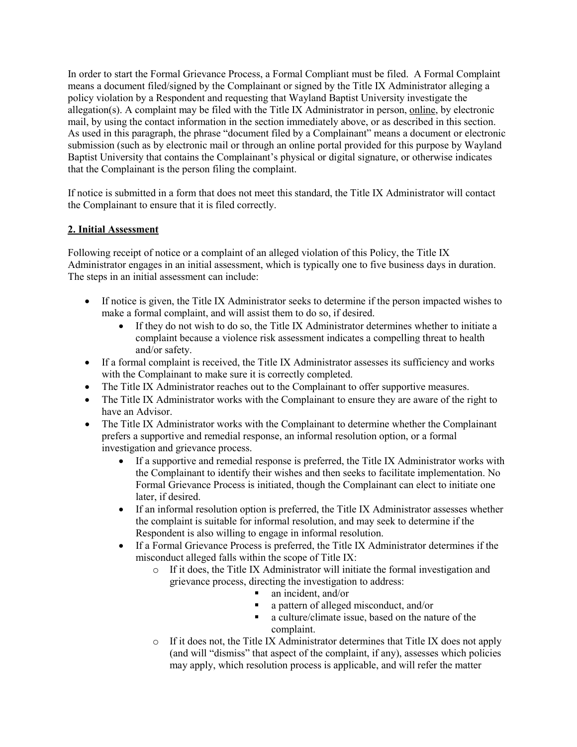In order to start the Formal Grievance Process, a Formal Compliant must be filed. A Formal Complaint means a document filed/signed by the Complainant or signed by the Title IX Administrator alleging a policy violation by a Respondent and requesting that Wayland Baptist University investigate the allegation(s). A complaint may be filed with the Title IX Administrator in person, online, by electronic mail, by using the contact information in the section immediately above, or as described in this section. As used in this paragraph, the phrase "document filed by a Complainant" means a document or electronic submission (such as by electronic mail or through an online portal provided for this purpose by Wayland Baptist University that contains the Complainant's physical or digital signature, or otherwise indicates that the Complainant is the person filing the complaint.

If notice is submitted in a form that does not meet this standard, the Title IX Administrator will contact the Complainant to ensure that it is filed correctly.

**2. Initial Assessment**

Following receipt of notice or a complaint of an alleged violation of this Policy, the Title IX Administrator engages in an initial assessment, which is typically one to five business days in duration. The steps in an initial assessment can include:

- If notice is given, the Title IX Administrator seeks to determine if the person impacted wishes to make a formal complaint, and will assist them to do so, if desired.
    - If they do not wish to do so, the Title IX Administrator determines whether to initiate a complaint because a violence risk assessment indicates a compelling threat to health and/or safety.
- If a formal complaint is received, the Title IX Administrator assesses its sufficiency and works with the Complainant to make sure it is correctly completed.
- The Title IX Administrator reaches out to the Complainant to offer supportive measures.
- The Title IX Administrator works with the Complainant to ensure they are aware of the right to have an Advisor.
- The Title IX Administrator works with the Complainant to determine whether the Complainant prefers a supportive and remedial response, an informal resolution option, or a formal investigation and grievance process.
    - If a supportive and remedial response is preferred, the Title IX Administrator works with the Complainant to identify their wishes and then seeks to facilitate implementation. No Formal Grievance Process is initiated, though the Complainant can elect to initiate one later, if desired.
    - If an informal resolution option is preferred, the Title IX Administrator assesses whether the complaint is suitable for informal resolution, and may seek to determine if the Respondent is also willing to engage in informal resolution.
    - If a Formal Grievance Process is preferred, the Title IX Administrator determines if the misconduct alleged falls within the scope of Title IX:
        - If it does, the Title IX Administrator will initiate the formal investigation and grievance process, directing the investigation to address:
            - an incident, and/or
            - a pattern of alleged misconduct, and/or
            - a culture/climate issue, based on the nature of the complaint.
        - If it does not, the Title IX Administrator determines that Title IX does not apply (and will "dismiss" that aspect of the complaint, if any), assesses which policies may apply, which resolution process is applicable, and will refer the matter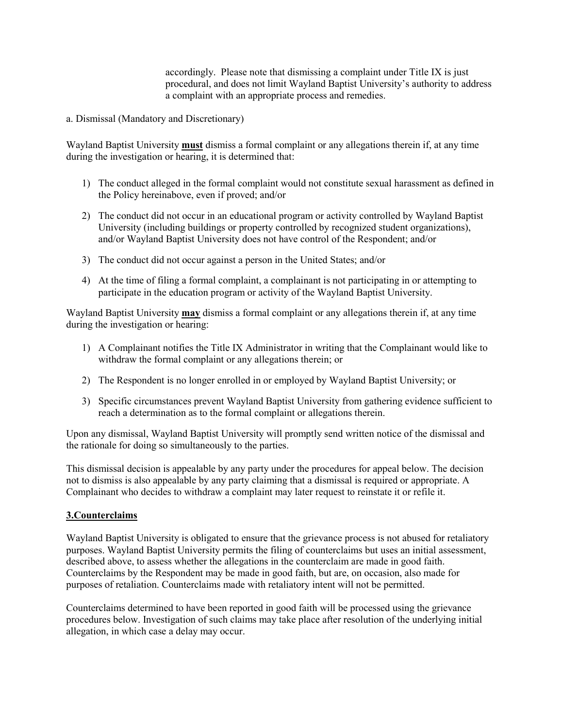accordingly. Please note that dismissing a complaint under Title IX is just procedural, and does not limit Wayland Baptist University's authority to address a complaint with an appropriate process and remedies.

a. Dismissal (Mandatory and Discretionary)

Wayland Baptist University **must** dismiss a formal complaint or any allegations therein if, at any time during the investigation or hearing, it is determined that:

1) The conduct alleged in the formal complaint would not constitute sexual harassment as defined in the Policy hereinabove, even if proved; and/or

2) The conduct did not occur in an educational program or activity controlled by Wayland Baptist University (including buildings or property controlled by recognized student organizations), and/or Wayland Baptist University does not have control of the Respondent; and/or

3) The conduct did not occur against a person in the United States; and/or

4) At the time of filing a formal complaint, a complainant is not participating in or attempting to participate in the education program or activity of the Wayland Baptist University.

Wayland Baptist University **may** dismiss a formal complaint or any allegations therein if, at any time during the investigation or hearing:

1) A Complainant notifies the Title IX Administrator in writing that the Complainant would like to withdraw the formal complaint or any allegations therein; or

2) The Respondent is no longer enrolled in or employed by Wayland Baptist University; or

3) Specific circumstances prevent Wayland Baptist University from gathering evidence sufficient to reach a determination as to the formal complaint or allegations therein.

Upon any dismissal, Wayland Baptist University will promptly send written notice of the dismissal and the rationale for doing so simultaneously to the parties.

This dismissal decision is appealable by any party under the procedures for appeal below. The decision not to dismiss is also appealable by any party claiming that a dismissal is required or appropriate. A Complainant who decides to withdraw a complaint may later request to reinstate it or refile it.

**3.Counterclaims**

Wayland Baptist University is obligated to ensure that the grievance process is not abused for retaliatory purposes. Wayland Baptist University permits the filing of counterclaims but uses an initial assessment, described above, to assess whether the allegations in the counterclaim are made in good faith. Counterclaims by the Respondent may be made in good faith, but are, on occasion, also made for purposes of retaliation. Counterclaims made with retaliatory intent will not be permitted.

Counterclaims determined to have been reported in good faith will be processed using the grievance procedures below. Investigation of such claims may take place after resolution of the underlying initial allegation, in which case a delay may occur.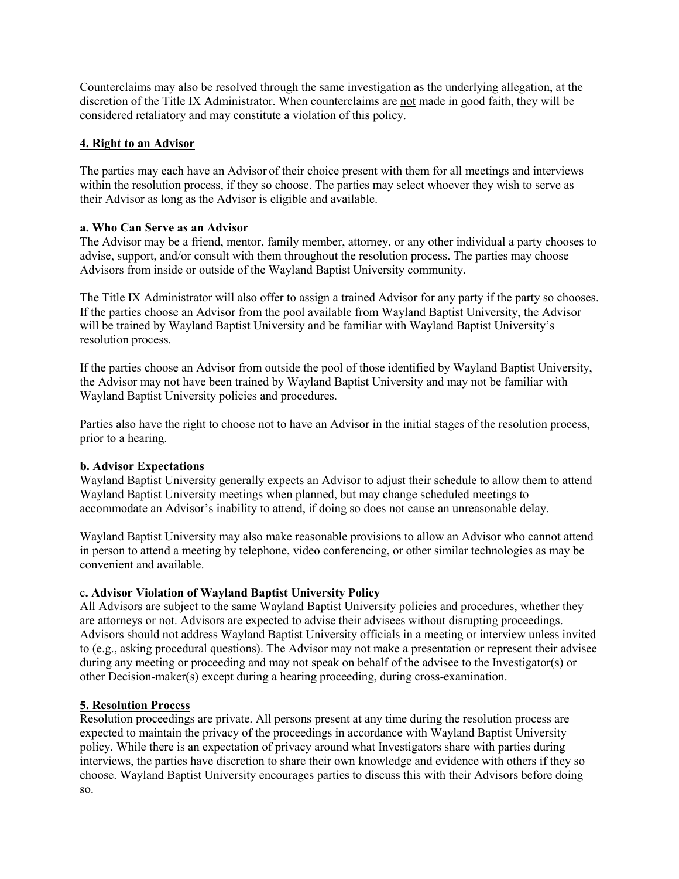Counterclaims may also be resolved through the same investigation as the underlying allegation, at the discretion of the Title IX Administrator. When counterclaims are not made in good faith, they will be considered retaliatory and may constitute a violation of this policy.

## 4. Right to an Advisor

The parties may each have an Advisor of their choice present with them for all meetings and interviews within the resolution process, if they so choose. The parties may select whoever they wish to serve as their Advisor as long as the Advisor is eligible and available.

### a. Who Can Serve as an Advisor

The Advisor may be a friend, mentor, family member, attorney, or any other individual a party chooses to advise, support, and/or consult with them throughout the resolution process. The parties may choose Advisors from inside or outside of the Wayland Baptist University community.

The Title IX Administrator will also offer to assign a trained Advisor for any party if the party so chooses. If the parties choose an Advisor from the pool available from Wayland Baptist University, the Advisor will be trained by Wayland Baptist University and be familiar with Wayland Baptist University's resolution process.

If the parties choose an Advisor from outside the pool of those identified by Wayland Baptist University, the Advisor may not have been trained by Wayland Baptist University and may not be familiar with Wayland Baptist University policies and procedures.

Parties also have the right to choose not to have an Advisor in the initial stages of the resolution process, prior to a hearing.

### b. Advisor Expectations

Wayland Baptist University generally expects an Advisor to adjust their schedule to allow them to attend Wayland Baptist University meetings when planned, but may change scheduled meetings to accommodate an Advisor's inability to attend, if doing so does not cause an unreasonable delay.

Wayland Baptist University may also make reasonable provisions to allow an Advisor who cannot attend in person to attend a meeting by telephone, video conferencing, or other similar technologies as may be convenient and available.

### c. Advisor Violation of Wayland Baptist University Policy

All Advisors are subject to the same Wayland Baptist University policies and procedures, whether they are attorneys or not. Advisors are expected to advise their advisees without disrupting proceedings. Advisors should not address Wayland Baptist University officials in a meeting or interview unless invited to (e.g., asking procedural questions). The Advisor may not make a presentation or represent their advisee during any meeting or proceeding and may not speak on behalf of the advisee to the Investigator(s) or other Decision-maker(s) except during a hearing proceeding, during cross-examination.

## 5. Resolution Process

Resolution proceedings are private. All persons present at any time during the resolution process are expected to maintain the privacy of the proceedings in accordance with Wayland Baptist University policy. While there is an expectation of privacy around what Investigators share with parties during interviews, the parties have discretion to share their own knowledge and evidence with others if they so choose. Wayland Baptist University encourages parties to discuss this with their Advisors before doing so.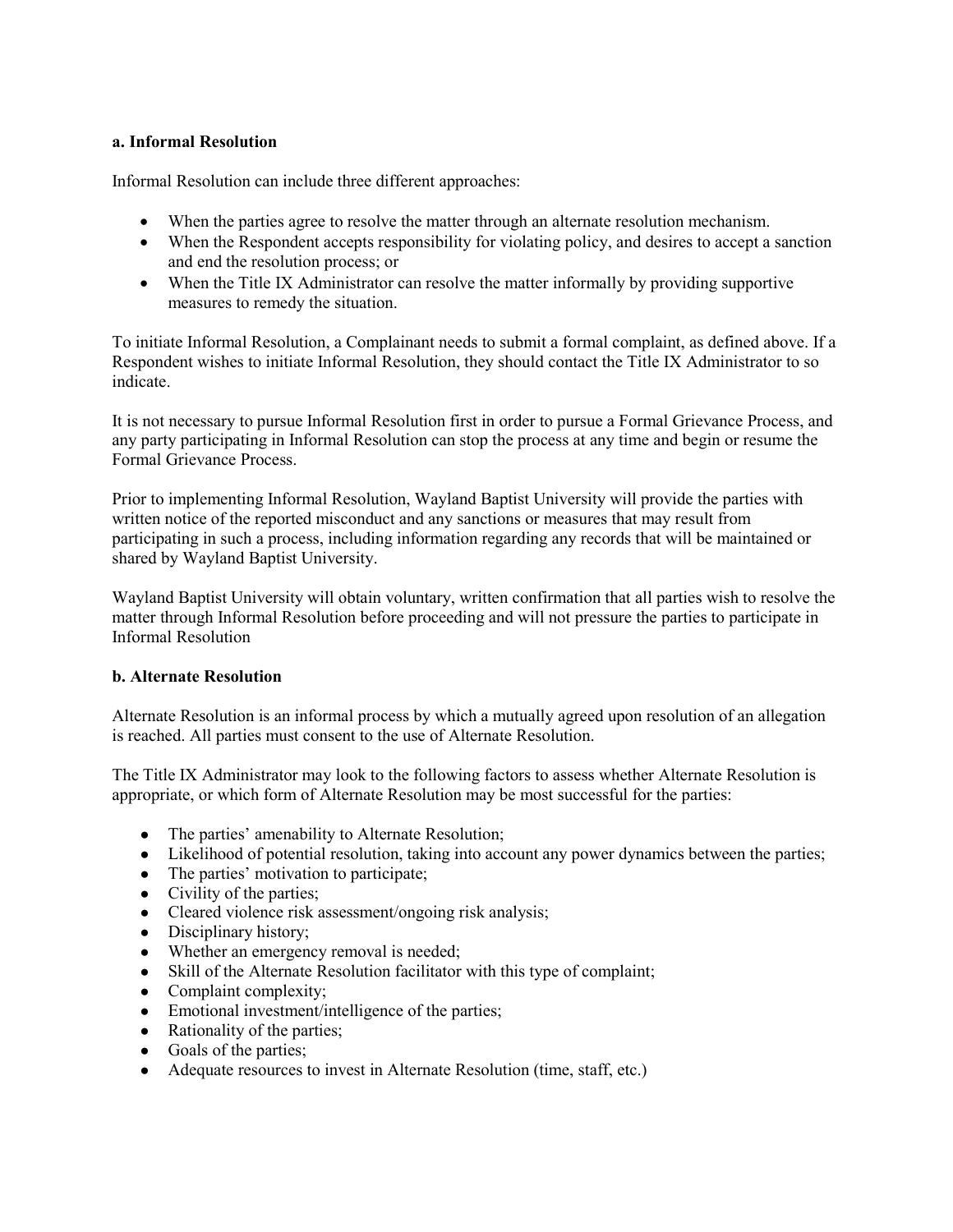**a. Informal Resolution**

Informal Resolution can include three different approaches:

- When the parties agree to resolve the matter through an alternate resolution mechanism.
- When the Respondent accepts responsibility for violating policy, and desires to accept a sanction and end the resolution process; or
- When the Title IX Administrator can resolve the matter informally by providing supportive measures to remedy the situation.

To initiate Informal Resolution, a Complainant needs to submit a formal complaint, as defined above. If a Respondent wishes to initiate Informal Resolution, they should contact the Title IX Administrator to so indicate.

It is not necessary to pursue Informal Resolution first in order to pursue a Formal Grievance Process, and any party participating in Informal Resolution can stop the process at any time and begin or resume the Formal Grievance Process.

Prior to implementing Informal Resolution, Wayland Baptist University will provide the parties with written notice of the reported misconduct and any sanctions or measures that may result from participating in such a process, including information regarding any records that will be maintained or shared by Wayland Baptist University.

Wayland Baptist University will obtain voluntary, written confirmation that all parties wish to resolve the matter through Informal Resolution before proceeding and will not pressure the parties to participate in Informal Resolution

**b. Alternate Resolution**

Alternate Resolution is an informal process by which a mutually agreed upon resolution of an allegation is reached. All parties must consent to the use of Alternate Resolution.

The Title IX Administrator may look to the following factors to assess whether Alternate Resolution is appropriate, or which form of Alternate Resolution may be most successful for the parties:

- The parties' amenability to Alternate Resolution;
- Likelihood of potential resolution, taking into account any power dynamics between the parties;
- The parties' motivation to participate;
- Civility of the parties;
- Cleared violence risk assessment/ongoing risk analysis;
- Disciplinary history;
- Whether an emergency removal is needed;
- Skill of the Alternate Resolution facilitator with this type of complaint;
- Complaint complexity;
- Emotional investment/intelligence of the parties;
- Rationality of the parties;
- Goals of the parties;
- Adequate resources to invest in Alternate Resolution (time, staff, etc.)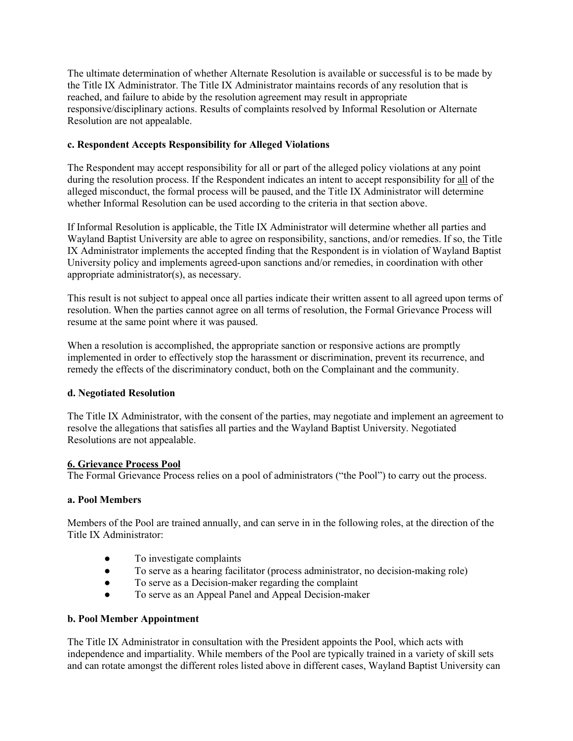The ultimate determination of whether Alternate Resolution is available or successful is to be made by the Title IX Administrator. The Title IX Administrator maintains records of any resolution that is reached, and failure to abide by the resolution agreement may result in appropriate responsive/disciplinary actions. Results of complaints resolved by Informal Resolution or Alternate Resolution are not appealable.

**c. Respondent Accepts Responsibility for Alleged Violations**

The Respondent may accept responsibility for all or part of the alleged policy violations at any point during the resolution process. If the Respondent indicates an intent to accept responsibility for <u>all</u> of the alleged misconduct, the formal process will be paused, and the Title IX Administrator will determine whether Informal Resolution can be used according to the criteria in that section above.

If Informal Resolution is applicable, the Title IX Administrator will determine whether all parties and Wayland Baptist University are able to agree on responsibility, sanctions, and/or remedies. If so, the Title IX Administrator implements the accepted finding that the Respondent is in violation of Wayland Baptist University policy and implements agreed-upon sanctions and/or remedies, in coordination with other appropriate administrator(s), as necessary.

This result is not subject to appeal once all parties indicate their written assent to all agreed upon terms of resolution. When the parties cannot agree on all terms of resolution, the Formal Grievance Process will resume at the same point where it was paused.

When a resolution is accomplished, the appropriate sanction or responsive actions are promptly implemented in order to effectively stop the harassment or discrimination, prevent its recurrence, and remedy the effects of the discriminatory conduct, both on the Complainant and the community.

**d. Negotiated Resolution**

The Title IX Administrator, with the consent of the parties, may negotiate and implement an agreement to resolve the allegations that satisfies all parties and the Wayland Baptist University. Negotiated Resolutions are not appealable.

**<u>6. Grievance Process Pool</u>**

The Formal Grievance Process relies on a pool of administrators ("the Pool") to carry out the process.

**a. Pool Members**

Members of the Pool are trained annually, and can serve in in the following roles, at the direction of the Title IX Administrator:

- To investigate complaints
- To serve as a hearing facilitator (process administrator, no decision-making role)
- To serve as a Decision-maker regarding the complaint
- To serve as an Appeal Panel and Appeal Decision-maker

**b. Pool Member Appointment**

The Title IX Administrator in consultation with the President appoints the Pool, which acts with independence and impartiality. While members of the Pool are typically trained in a variety of skill sets and can rotate amongst the different roles listed above in different cases, Wayland Baptist University can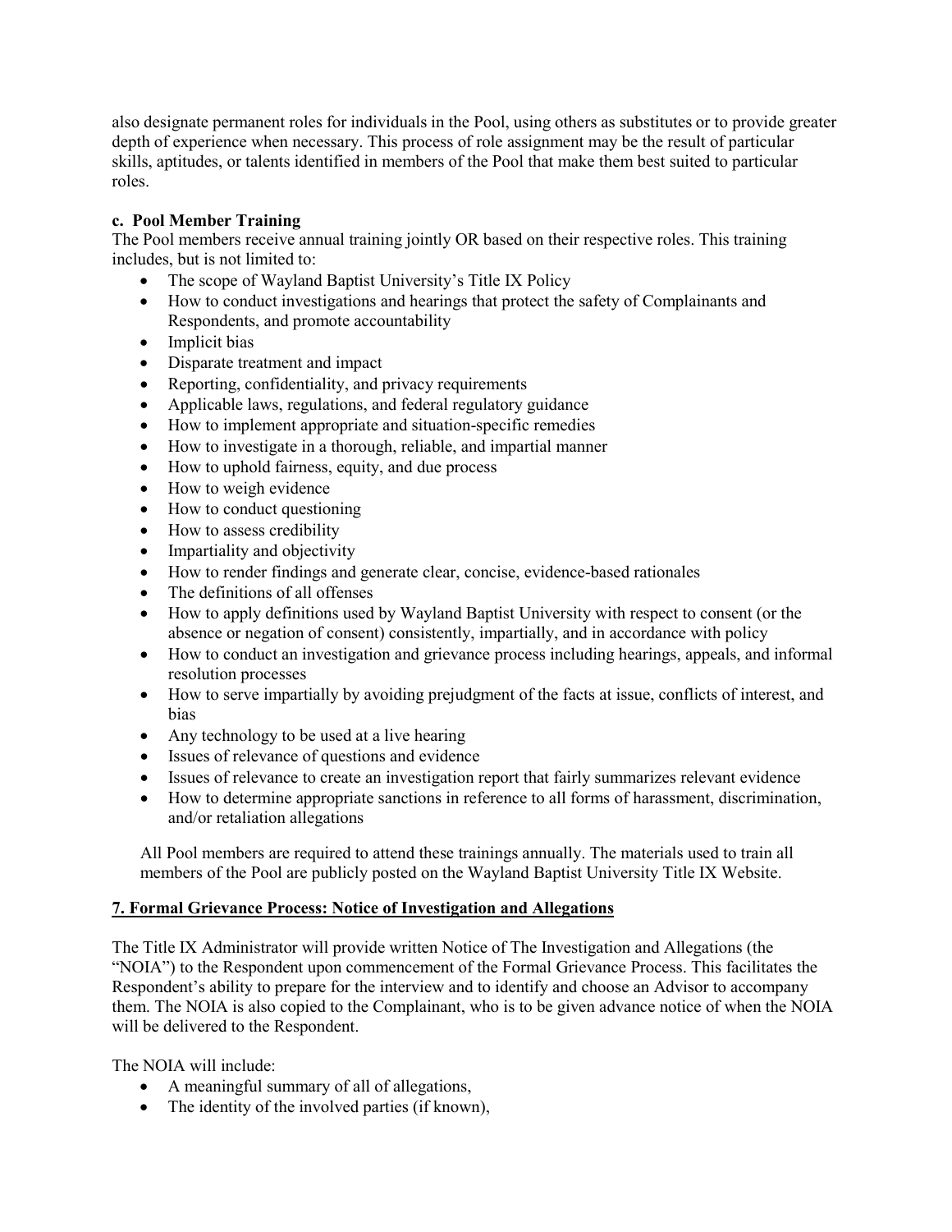also designate permanent roles for individuals in the Pool, using others as substitutes or to provide greater depth of experience when necessary. This process of role assignment may be the result of particular skills, aptitudes, or talents identified in members of the Pool that make them best suited to particular roles.

**c. Pool Member Training**

The Pool members receive annual training jointly OR based on their respective roles. This training includes, but is not limited to:

- The scope of Wayland Baptist University's Title IX Policy
- How to conduct investigations and hearings that protect the safety of Complainants and Respondents, and promote accountability
- Implicit bias
- Disparate treatment and impact
- Reporting, confidentiality, and privacy requirements
- Applicable laws, regulations, and federal regulatory guidance
- How to implement appropriate and situation-specific remedies
- How to investigate in a thorough, reliable, and impartial manner
- How to uphold fairness, equity, and due process
- How to weigh evidence
- How to conduct questioning
- How to assess credibility
- Impartiality and objectivity
- How to render findings and generate clear, concise, evidence-based rationales
- The definitions of all offenses
- How to apply definitions used by Wayland Baptist University with respect to consent (or the absence or negation of consent) consistently, impartially, and in accordance with policy
- How to conduct an investigation and grievance process including hearings, appeals, and informal resolution processes
- How to serve impartially by avoiding prejudgment of the facts at issue, conflicts of interest, and bias
- Any technology to be used at a live hearing
- Issues of relevance of questions and evidence
- Issues of relevance to create an investigation report that fairly summarizes relevant evidence
- How to determine appropriate sanctions in reference to all forms of harassment, discrimination, and/or retaliation allegations

All Pool members are required to attend these trainings annually. The materials used to train all members of the Pool are publicly posted on the Wayland Baptist University Title IX Website.

## 7. Formal Grievance Process: Notice of Investigation and Allegations

The Title IX Administrator will provide written Notice of The Investigation and Allegations (the "NOIA") to the Respondent upon commencement of the Formal Grievance Process. This facilitates the Respondent's ability to prepare for the interview and to identify and choose an Advisor to accompany them. The NOIA is also copied to the Complainant, who is to be given advance notice of when the NOIA will be delivered to the Respondent.

The NOIA will include:

- A meaningful summary of all of allegations,
- The identity of the involved parties (if known),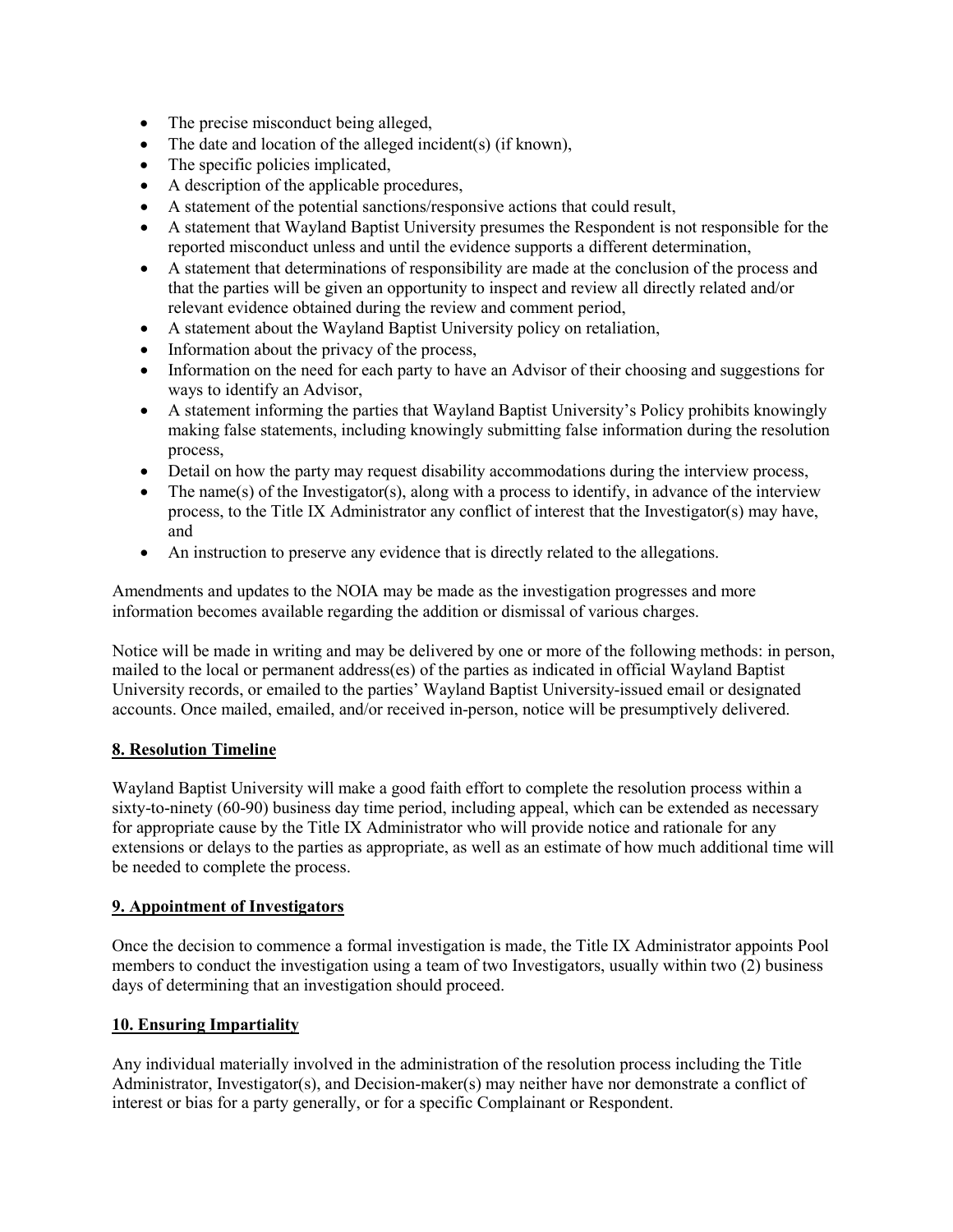- The precise misconduct being alleged,
- The date and location of the alleged incident(s) (if known),
- The specific policies implicated,
- A description of the applicable procedures,
- A statement of the potential sanctions/responsive actions that could result,
- A statement that Wayland Baptist University presumes the Respondent is not responsible for the reported misconduct unless and until the evidence supports a different determination,
- A statement that determinations of responsibility are made at the conclusion of the process and that the parties will be given an opportunity to inspect and review all directly related and/or relevant evidence obtained during the review and comment period,
- A statement about the Wayland Baptist University policy on retaliation,
- Information about the privacy of the process,
- Information on the need for each party to have an Advisor of their choosing and suggestions for ways to identify an Advisor,
- A statement informing the parties that Wayland Baptist University's Policy prohibits knowingly making false statements, including knowingly submitting false information during the resolution process,
- Detail on how the party may request disability accommodations during the interview process,
- The name(s) of the Investigator(s), along with a process to identify, in advance of the interview process, to the Title IX Administrator any conflict of interest that the Investigator(s) may have, and
- An instruction to preserve any evidence that is directly related to the allegations.

Amendments and updates to the NOIA may be made as the investigation progresses and more information becomes available regarding the addition or dismissal of various charges.

Notice will be made in writing and may be delivered by one or more of the following methods: in person, mailed to the local or permanent address(es) of the parties as indicated in official Wayland Baptist University records, or emailed to the parties' Wayland Baptist University-issued email or designated accounts. Once mailed, emailed, and/or received in-person, notice will be presumptively delivered.

## 8. Resolution Timeline

Wayland Baptist University will make a good faith effort to complete the resolution process within a sixty-to-ninety (60-90) business day time period, including appeal, which can be extended as necessary for appropriate cause by the Title IX Administrator who will provide notice and rationale for any extensions or delays to the parties as appropriate, as well as an estimate of how much additional time will be needed to complete the process.

## 9. Appointment of Investigators

Once the decision to commence a formal investigation is made, the Title IX Administrator appoints Pool members to conduct the investigation using a team of two Investigators, usually within two (2) business days of determining that an investigation should proceed.

## 10. Ensuring Impartiality

Any individual materially involved in the administration of the resolution process including the Title Administrator, Investigator(s), and Decision-maker(s) may neither have nor demonstrate a conflict of interest or bias for a party generally, or for a specific Complainant or Respondent.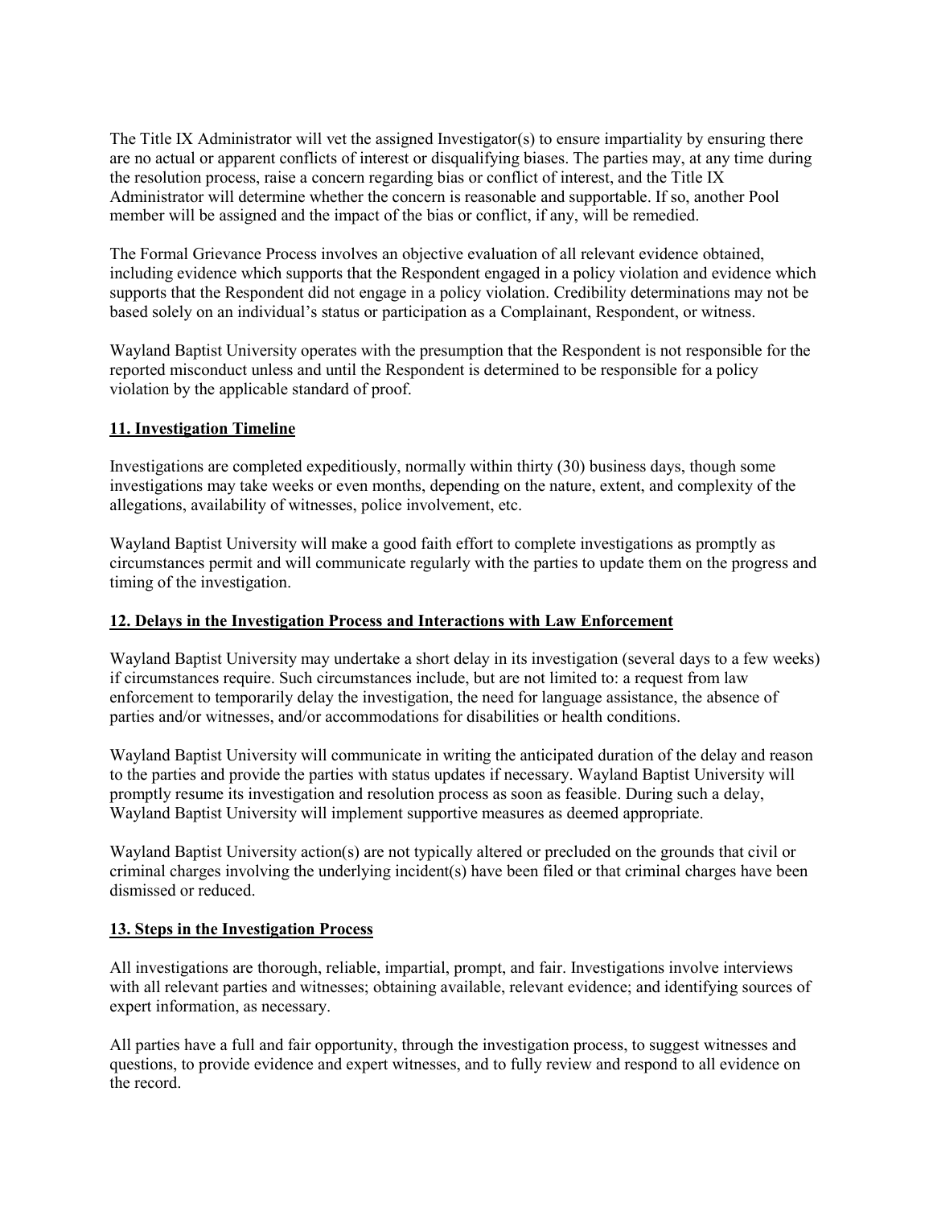The Title IX Administrator will vet the assigned Investigator(s) to ensure impartiality by ensuring there are no actual or apparent conflicts of interest or disqualifying biases. The parties may, at any time during the resolution process, raise a concern regarding bias or conflict of interest, and the Title IX Administrator will determine whether the concern is reasonable and supportable. If so, another Pool member will be assigned and the impact of the bias or conflict, if any, will be remedied.

The Formal Grievance Process involves an objective evaluation of all relevant evidence obtained, including evidence which supports that the Respondent engaged in a policy violation and evidence which supports that the Respondent did not engage in a policy violation. Credibility determinations may not be based solely on an individual's status or participation as a Complainant, Respondent, or witness.

Wayland Baptist University operates with the presumption that the Respondent is not responsible for the reported misconduct unless and until the Respondent is determined to be responsible for a policy violation by the applicable standard of proof.

## 11. Investigation Timeline

Investigations are completed expeditiously, normally within thirty (30) business days, though some investigations may take weeks or even months, depending on the nature, extent, and complexity of the allegations, availability of witnesses, police involvement, etc.

Wayland Baptist University will make a good faith effort to complete investigations as promptly as circumstances permit and will communicate regularly with the parties to update them on the progress and timing of the investigation.

## 12. Delays in the Investigation Process and Interactions with Law Enforcement

Wayland Baptist University may undertake a short delay in its investigation (several days to a few weeks) if circumstances require. Such circumstances include, but are not limited to: a request from law enforcement to temporarily delay the investigation, the need for language assistance, the absence of parties and/or witnesses, and/or accommodations for disabilities or health conditions.

Wayland Baptist University will communicate in writing the anticipated duration of the delay and reason to the parties and provide the parties with status updates if necessary. Wayland Baptist University will promptly resume its investigation and resolution process as soon as feasible. During such a delay, Wayland Baptist University will implement supportive measures as deemed appropriate.

Wayland Baptist University action(s) are not typically altered or precluded on the grounds that civil or criminal charges involving the underlying incident(s) have been filed or that criminal charges have been dismissed or reduced.

## 13. Steps in the Investigation Process

All investigations are thorough, reliable, impartial, prompt, and fair. Investigations involve interviews with all relevant parties and witnesses; obtaining available, relevant evidence; and identifying sources of expert information, as necessary.

All parties have a full and fair opportunity, through the investigation process, to suggest witnesses and questions, to provide evidence and expert witnesses, and to fully review and respond to all evidence on the record.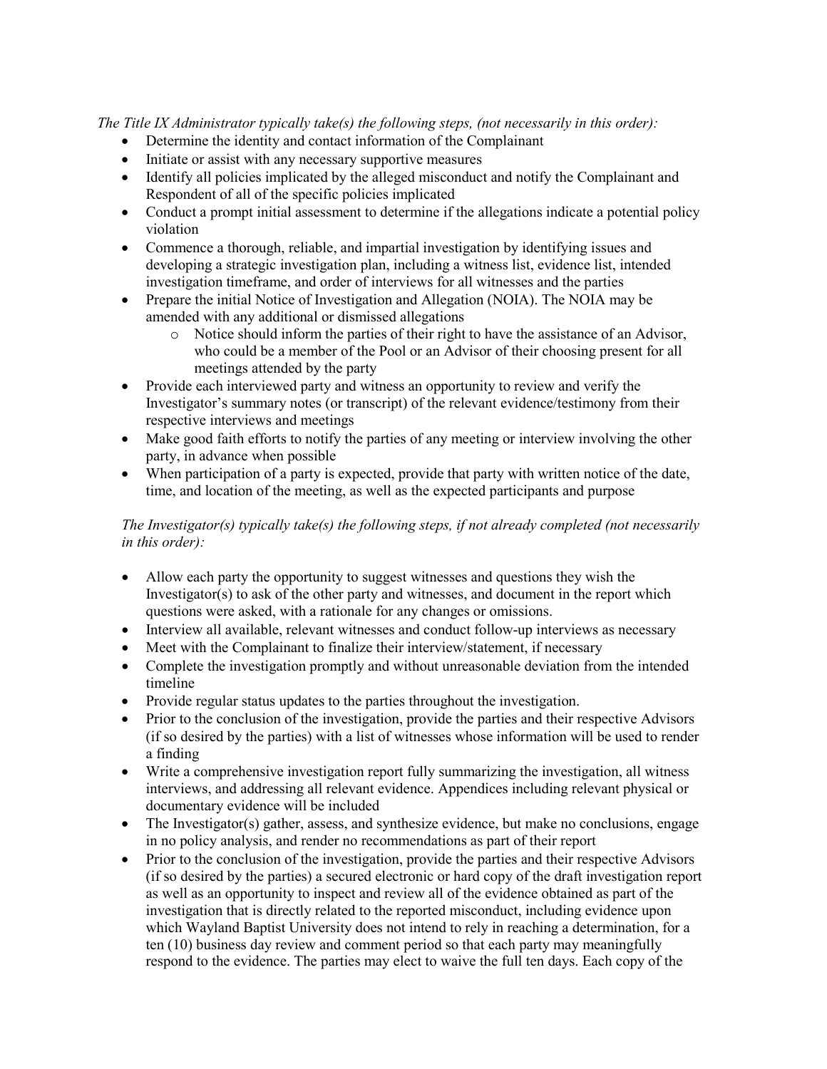*The Title IX Administrator typically take(s) the following steps, (not necessarily in this order):*

- Determine the identity and contact information of the Complainant
- Initiate or assist with any necessary supportive measures
- Identify all policies implicated by the alleged misconduct and notify the Complainant and Respondent of all of the specific policies implicated
- Conduct a prompt initial assessment to determine if the allegations indicate a potential policy violation
- Commence a thorough, reliable, and impartial investigation by identifying issues and developing a strategic investigation plan, including a witness list, evidence list, intended investigation timeframe, and order of interviews for all witnesses and the parties
- Prepare the initial Notice of Investigation and Allegation (NOIA). The NOIA may be amended with any additional or dismissed allegations
    - Notice should inform the parties of their right to have the assistance of an Advisor, who could be a member of the Pool or an Advisor of their choosing present for all meetings attended by the party
- Provide each interviewed party and witness an opportunity to review and verify the Investigator's summary notes (or transcript) of the relevant evidence/testimony from their respective interviews and meetings
- Make good faith efforts to notify the parties of any meeting or interview involving the other party, in advance when possible
- When participation of a party is expected, provide that party with written notice of the date, time, and location of the meeting, as well as the expected participants and purpose

*The Investigator(s) typically take(s) the following steps, if not already completed (not necessarily in this order):*

- Allow each party the opportunity to suggest witnesses and questions they wish the Investigator(s) to ask of the other party and witnesses, and document in the report which questions were asked, with a rationale for any changes or omissions.
- Interview all available, relevant witnesses and conduct follow-up interviews as necessary
- Meet with the Complainant to finalize their interview/statement, if necessary
- Complete the investigation promptly and without unreasonable deviation from the intended timeline
- Provide regular status updates to the parties throughout the investigation.
- Prior to the conclusion of the investigation, provide the parties and their respective Advisors (if so desired by the parties) with a list of witnesses whose information will be used to render a finding
- Write a comprehensive investigation report fully summarizing the investigation, all witness interviews, and addressing all relevant evidence. Appendices including relevant physical or documentary evidence will be included
- The Investigator(s) gather, assess, and synthesize evidence, but make no conclusions, engage in no policy analysis, and render no recommendations as part of their report
- Prior to the conclusion of the investigation, provide the parties and their respective Advisors (if so desired by the parties) a secured electronic or hard copy of the draft investigation report as well as an opportunity to inspect and review all of the evidence obtained as part of the investigation that is directly related to the reported misconduct, including evidence upon which Wayland Baptist University does not intend to rely in reaching a determination, for a ten (10) business day review and comment period so that each party may meaningfully respond to the evidence. The parties may elect to waive the full ten days. Each copy of the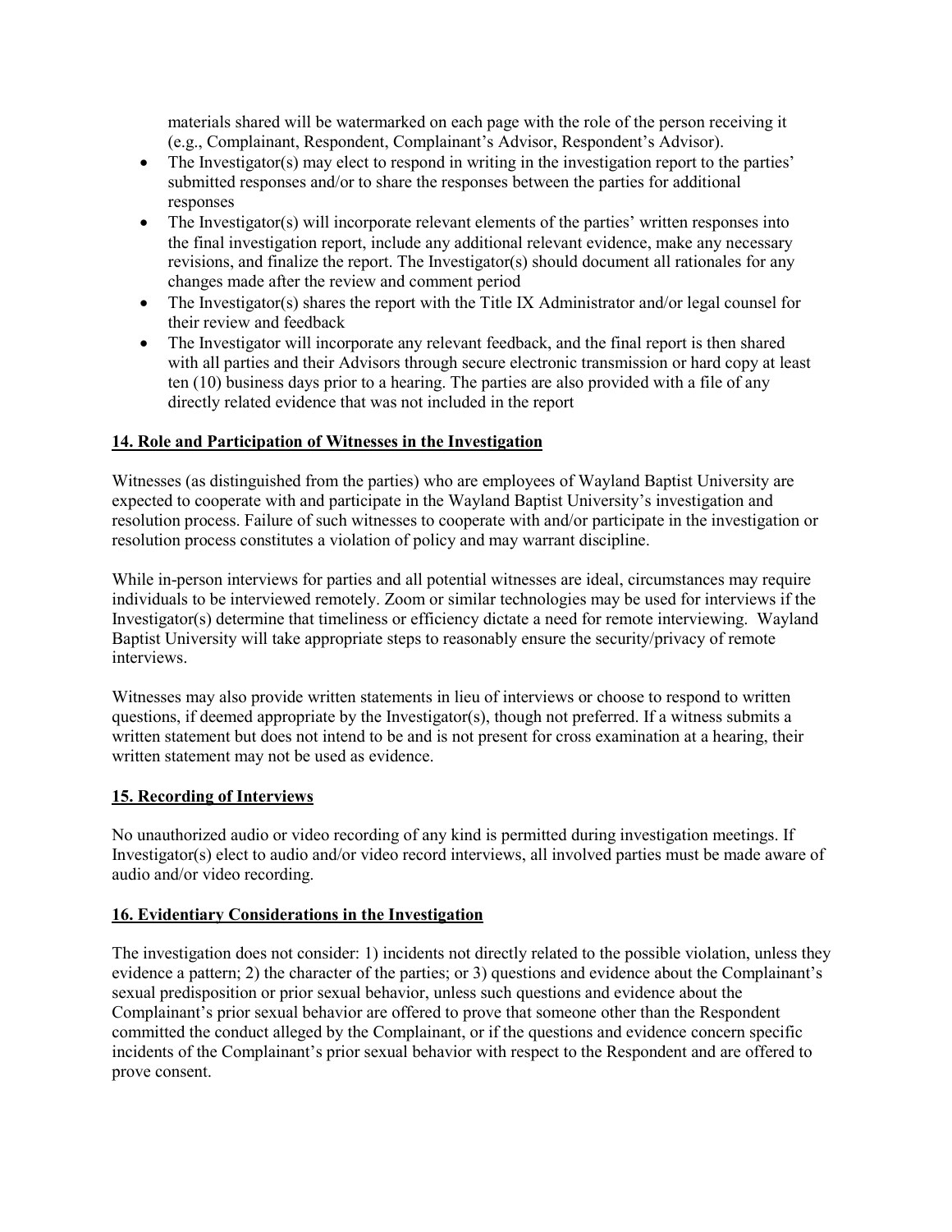materials shared will be watermarked on each page with the role of the person receiving it (e.g., Complainant, Respondent, Complainant's Advisor, Respondent's Advisor).

- The Investigator(s) may elect to respond in writing in the investigation report to the parties' submitted responses and/or to share the responses between the parties for additional responses
- The Investigator(s) will incorporate relevant elements of the parties' written responses into the final investigation report, include any additional relevant evidence, make any necessary revisions, and finalize the report. The Investigator(s) should document all rationales for any changes made after the review and comment period
- The Investigator(s) shares the report with the Title IX Administrator and/or legal counsel for their review and feedback
- The Investigator will incorporate any relevant feedback, and the final report is then shared with all parties and their Advisors through secure electronic transmission or hard copy at least ten (10) business days prior to a hearing. The parties are also provided with a file of any directly related evidence that was not included in the report

**14. Role and Participation of Witnesses in the Investigation**

Witnesses (as distinguished from the parties) who are employees of Wayland Baptist University are expected to cooperate with and participate in the Wayland Baptist University's investigation and resolution process. Failure of such witnesses to cooperate with and/or participate in the investigation or resolution process constitutes a violation of policy and may warrant discipline.

While in-person interviews for parties and all potential witnesses are ideal, circumstances may require individuals to be interviewed remotely. Zoom or similar technologies may be used for interviews if the Investigator(s) determine that timeliness or efficiency dictate a need for remote interviewing. Wayland Baptist University will take appropriate steps to reasonably ensure the security/privacy of remote interviews.

Witnesses may also provide written statements in lieu of interviews or choose to respond to written questions, if deemed appropriate by the Investigator(s), though not preferred. If a witness submits a written statement but does not intend to be and is not present for cross examination at a hearing, their written statement may not be used as evidence.

**15. Recording of Interviews**

No unauthorized audio or video recording of any kind is permitted during investigation meetings. If Investigator(s) elect to audio and/or video record interviews, all involved parties must be made aware of audio and/or video recording.

**16. Evidentiary Considerations in the Investigation**

The investigation does not consider: 1) incidents not directly related to the possible violation, unless they evidence a pattern; 2) the character of the parties; or 3) questions and evidence about the Complainant's sexual predisposition or prior sexual behavior, unless such questions and evidence about the Complainant's prior sexual behavior are offered to prove that someone other than the Respondent committed the conduct alleged by the Complainant, or if the questions and evidence concern specific incidents of the Complainant's prior sexual behavior with respect to the Respondent and are offered to prove consent.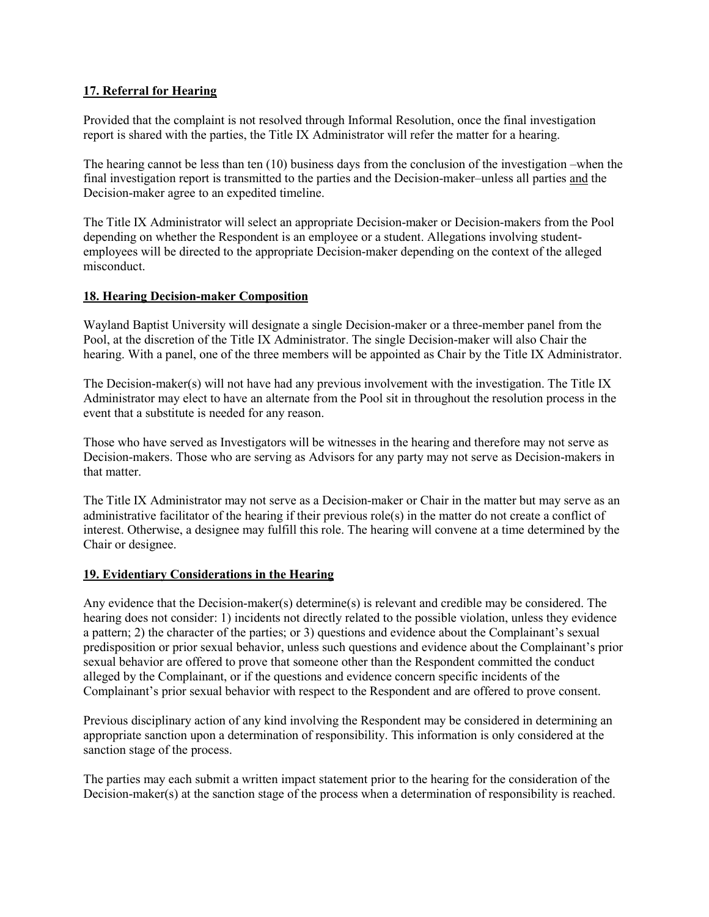## 17. Referral for Hearing

Provided that the complaint is not resolved through Informal Resolution, once the final investigation report is shared with the parties, the Title IX Administrator will refer the matter for a hearing.

The hearing cannot be less than ten (10) business days from the conclusion of the investigation –when the final investigation report is transmitted to the parties and the Decision-maker–unless all parties and the Decision-maker agree to an expedited timeline.

The Title IX Administrator will select an appropriate Decision-maker or Decision-makers from the Pool depending on whether the Respondent is an employee or a student. Allegations involving student-employees will be directed to the appropriate Decision-maker depending on the context of the alleged misconduct.

## 18. Hearing Decision-maker Composition

Wayland Baptist University will designate a single Decision-maker or a three-member panel from the Pool, at the discretion of the Title IX Administrator. The single Decision-maker will also Chair the hearing. With a panel, one of the three members will be appointed as Chair by the Title IX Administrator.

The Decision-maker(s) will not have had any previous involvement with the investigation. The Title IX Administrator may elect to have an alternate from the Pool sit in throughout the resolution process in the event that a substitute is needed for any reason.

Those who have served as Investigators will be witnesses in the hearing and therefore may not serve as Decision-makers. Those who are serving as Advisors for any party may not serve as Decision-makers in that matter.

The Title IX Administrator may not serve as a Decision-maker or Chair in the matter but may serve as an administrative facilitator of the hearing if their previous role(s) in the matter do not create a conflict of interest. Otherwise, a designee may fulfill this role. The hearing will convene at a time determined by the Chair or designee.

## 19. Evidentiary Considerations in the Hearing

Any evidence that the Decision-maker(s) determine(s) is relevant and credible may be considered. The hearing does not consider: 1) incidents not directly related to the possible violation, unless they evidence a pattern; 2) the character of the parties; or 3) questions and evidence about the Complainant's sexual predisposition or prior sexual behavior, unless such questions and evidence about the Complainant's prior sexual behavior are offered to prove that someone other than the Respondent committed the conduct alleged by the Complainant, or if the questions and evidence concern specific incidents of the Complainant's prior sexual behavior with respect to the Respondent and are offered to prove consent.

Previous disciplinary action of any kind involving the Respondent may be considered in determining an appropriate sanction upon a determination of responsibility. This information is only considered at the sanction stage of the process.

The parties may each submit a written impact statement prior to the hearing for the consideration of the Decision-maker(s) at the sanction stage of the process when a determination of responsibility is reached.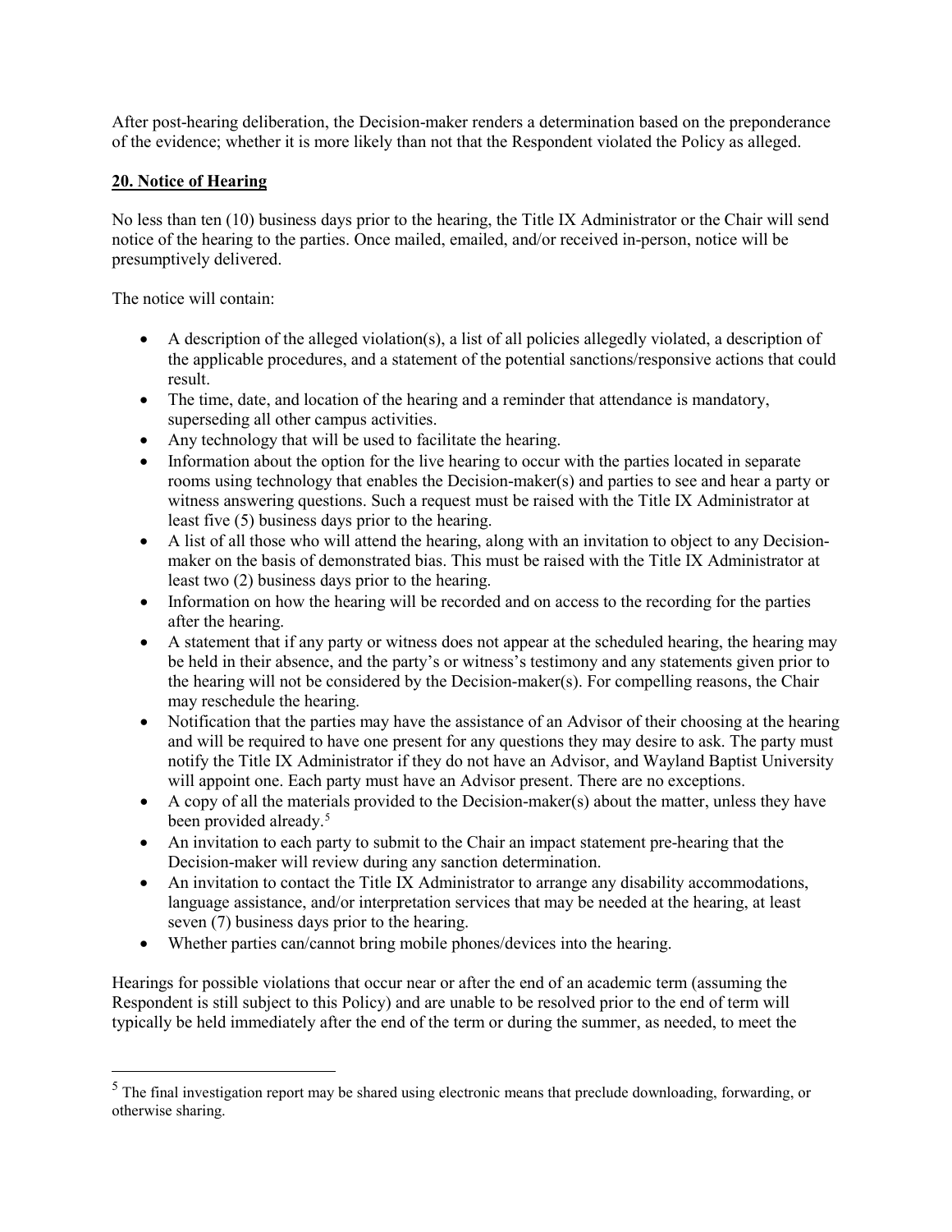After post-hearing deliberation, the Decision-maker renders a determination based on the preponderance of the evidence; whether it is more likely than not that the Respondent violated the Policy as alleged.

## 20. Notice of Hearing

No less than ten (10) business days prior to the hearing, the Title IX Administrator or the Chair will send notice of the hearing to the parties. Once mailed, emailed, and/or received in-person, notice will be presumptively delivered.

The notice will contain:

- A description of the alleged violation(s), a list of all policies allegedly violated, a description of the applicable procedures, and a statement of the potential sanctions/responsive actions that could result.
- The time, date, and location of the hearing and a reminder that attendance is mandatory, superseding all other campus activities.
- Any technology that will be used to facilitate the hearing.
- Information about the option for the live hearing to occur with the parties located in separate rooms using technology that enables the Decision-maker(s) and parties to see and hear a party or witness answering questions. Such a request must be raised with the Title IX Administrator at least five (5) business days prior to the hearing.
- A list of all those who will attend the hearing, along with an invitation to object to any Decision-maker on the basis of demonstrated bias. This must be raised with the Title IX Administrator at least two (2) business days prior to the hearing.
- Information on how the hearing will be recorded and on access to the recording for the parties after the hearing.
- A statement that if any party or witness does not appear at the scheduled hearing, the hearing may be held in their absence, and the party's or witness's testimony and any statements given prior to the hearing will not be considered by the Decision-maker(s). For compelling reasons, the Chair may reschedule the hearing.
- Notification that the parties may have the assistance of an Advisor of their choosing at the hearing and will be required to have one present for any questions they may desire to ask. The party must notify the Title IX Administrator if they do not have an Advisor, and Wayland Baptist University will appoint one. Each party must have an Advisor present. There are no exceptions.
- A copy of all the materials provided to the Decision-maker(s) about the matter, unless they have been provided already.[5]
- An invitation to each party to submit to the Chair an impact statement pre-hearing that the Decision-maker will review during any sanction determination.
- An invitation to contact the Title IX Administrator to arrange any disability accommodations, language assistance, and/or interpretation services that may be needed at the hearing, at least seven (7) business days prior to the hearing.
- Whether parties can/cannot bring mobile phones/devices into the hearing.

Hearings for possible violations that occur near or after the end of an academic term (assuming the Respondent is still subject to this Policy) and are unable to be resolved prior to the end of term will typically be held immediately after the end of the term or during the summer, as needed, to meet the

---

[5] The final investigation report may be shared using electronic means that preclude downloading, forwarding, or otherwise sharing.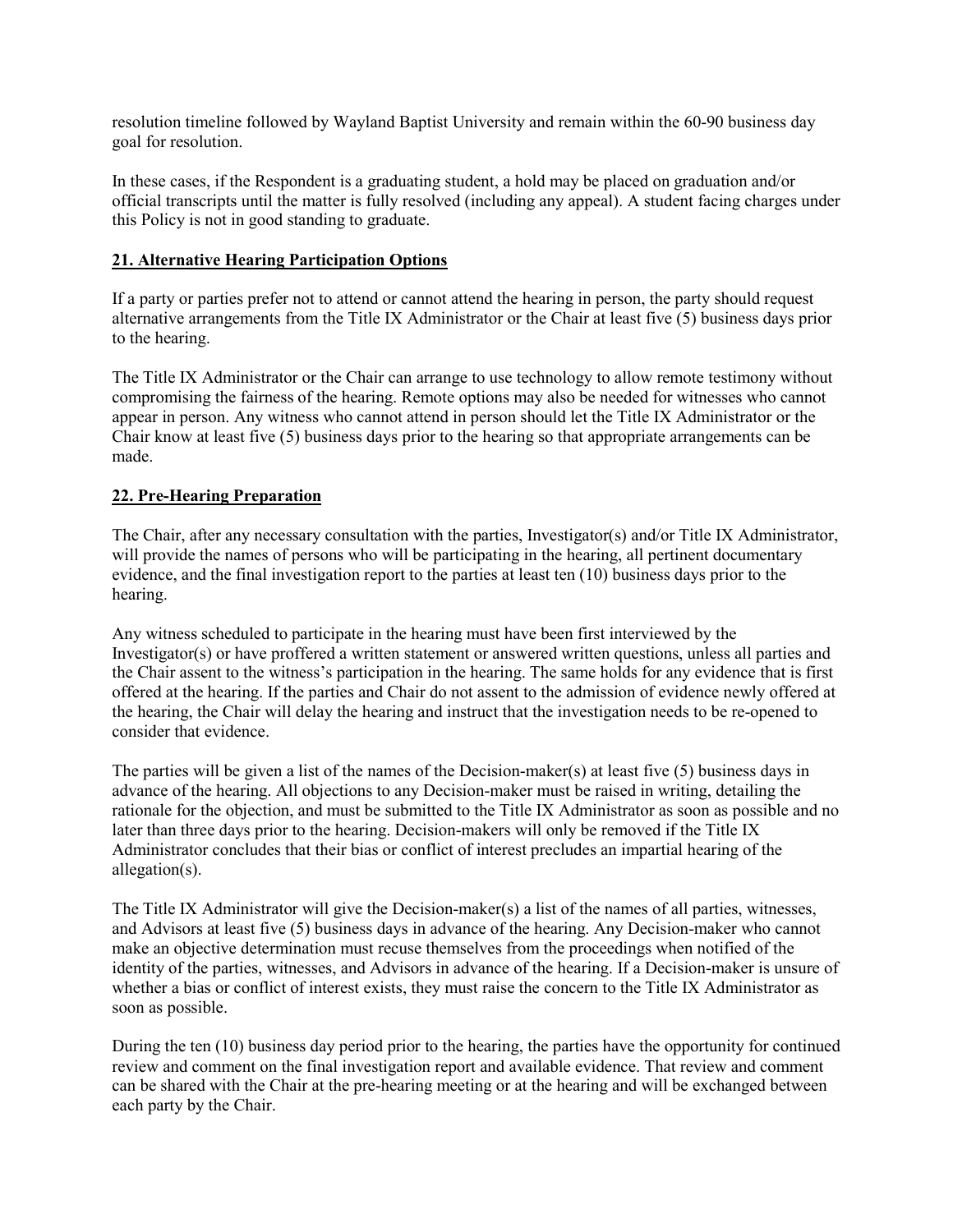resolution timeline followed by Wayland Baptist University and remain within the 60-90 business day goal for resolution.

In these cases, if the Respondent is a graduating student, a hold may be placed on graduation and/or official transcripts until the matter is fully resolved (including any appeal). A student facing charges under this Policy is not in good standing to graduate.

## 21. Alternative Hearing Participation Options

If a party or parties prefer not to attend or cannot attend the hearing in person, the party should request alternative arrangements from the Title IX Administrator or the Chair at least five (5) business days prior to the hearing.

The Title IX Administrator or the Chair can arrange to use technology to allow remote testimony without compromising the fairness of the hearing. Remote options may also be needed for witnesses who cannot appear in person. Any witness who cannot attend in person should let the Title IX Administrator or the Chair know at least five (5) business days prior to the hearing so that appropriate arrangements can be made.

## 22. Pre-Hearing Preparation

The Chair, after any necessary consultation with the parties, Investigator(s) and/or Title IX Administrator, will provide the names of persons who will be participating in the hearing, all pertinent documentary evidence, and the final investigation report to the parties at least ten (10) business days prior to the hearing.

Any witness scheduled to participate in the hearing must have been first interviewed by the Investigator(s) or have proffered a written statement or answered written questions, unless all parties and the Chair assent to the witness's participation in the hearing. The same holds for any evidence that is first offered at the hearing. If the parties and Chair do not assent to the admission of evidence newly offered at the hearing, the Chair will delay the hearing and instruct that the investigation needs to be re-opened to consider that evidence.

The parties will be given a list of the names of the Decision-maker(s) at least five (5) business days in advance of the hearing. All objections to any Decision-maker must be raised in writing, detailing the rationale for the objection, and must be submitted to the Title IX Administrator as soon as possible and no later than three days prior to the hearing. Decision-makers will only be removed if the Title IX Administrator concludes that their bias or conflict of interest precludes an impartial hearing of the allegation(s).

The Title IX Administrator will give the Decision-maker(s) a list of the names of all parties, witnesses, and Advisors at least five (5) business days in advance of the hearing. Any Decision-maker who cannot make an objective determination must recuse themselves from the proceedings when notified of the identity of the parties, witnesses, and Advisors in advance of the hearing. If a Decision-maker is unsure of whether a bias or conflict of interest exists, they must raise the concern to the Title IX Administrator as soon as possible.

During the ten (10) business day period prior to the hearing, the parties have the opportunity for continued review and comment on the final investigation report and available evidence. That review and comment can be shared with the Chair at the pre-hearing meeting or at the hearing and will be exchanged between each party by the Chair.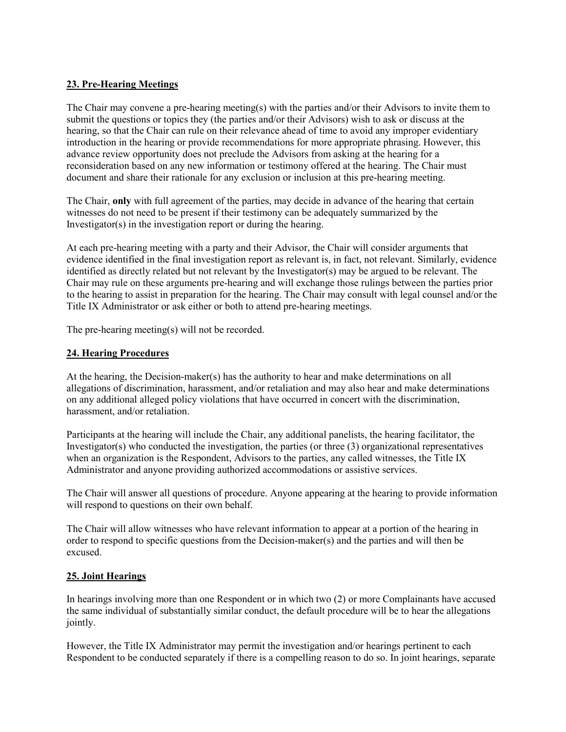**23. Pre-Hearing Meetings**

The Chair may convene a pre-hearing meeting(s) with the parties and/or their Advisors to invite them to submit the questions or topics they (the parties and/or their Advisors) wish to ask or discuss at the hearing, so that the Chair can rule on their relevance ahead of time to avoid any improper evidentiary introduction in the hearing or provide recommendations for more appropriate phrasing. However, this advance review opportunity does not preclude the Advisors from asking at the hearing for a reconsideration based on any new information or testimony offered at the hearing. The Chair must document and share their rationale for any exclusion or inclusion at this pre-hearing meeting.

The Chair, **only** with full agreement of the parties, may decide in advance of the hearing that certain witnesses do not need to be present if their testimony can be adequately summarized by the Investigator(s) in the investigation report or during the hearing.

At each pre-hearing meeting with a party and their Advisor, the Chair will consider arguments that evidence identified in the final investigation report as relevant is, in fact, not relevant. Similarly, evidence identified as directly related but not relevant by the Investigator(s) may be argued to be relevant. The Chair may rule on these arguments pre-hearing and will exchange those rulings between the parties prior to the hearing to assist in preparation for the hearing. The Chair may consult with legal counsel and/or the Title IX Administrator or ask either or both to attend pre-hearing meetings.

The pre-hearing meeting(s) will not be recorded.

**24. Hearing Procedures**

At the hearing, the Decision-maker(s) has the authority to hear and make determinations on all allegations of discrimination, harassment, and/or retaliation and may also hear and make determinations on any additional alleged policy violations that have occurred in concert with the discrimination, harassment, and/or retaliation.

Participants at the hearing will include the Chair, any additional panelists, the hearing facilitator, the Investigator(s) who conducted the investigation, the parties (or three (3) organizational representatives when an organization is the Respondent, Advisors to the parties, any called witnesses, the Title IX Administrator and anyone providing authorized accommodations or assistive services.

The Chair will answer all questions of procedure. Anyone appearing at the hearing to provide information will respond to questions on their own behalf.

The Chair will allow witnesses who have relevant information to appear at a portion of the hearing in order to respond to specific questions from the Decision-maker(s) and the parties and will then be excused.

**25. Joint Hearings**

In hearings involving more than one Respondent or in which two (2) or more Complainants have accused the same individual of substantially similar conduct, the default procedure will be to hear the allegations jointly.

However, the Title IX Administrator may permit the investigation and/or hearings pertinent to each Respondent to be conducted separately if there is a compelling reason to do so. In joint hearings, separate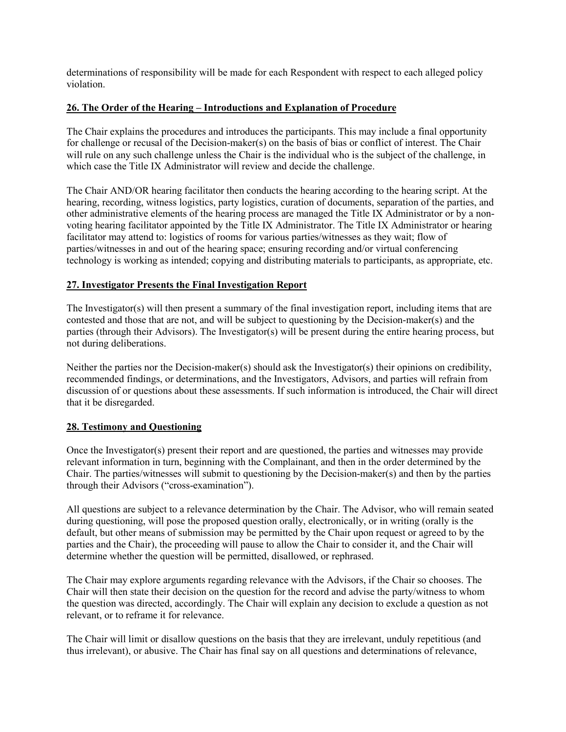determinations of responsibility will be made for each Respondent with respect to each alleged policy violation.

## 26. The Order of the Hearing – Introductions and Explanation of Procedure

The Chair explains the procedures and introduces the participants. This may include a final opportunity for challenge or recusal of the Decision-maker(s) on the basis of bias or conflict of interest. The Chair will rule on any such challenge unless the Chair is the individual who is the subject of the challenge, in which case the Title IX Administrator will review and decide the challenge.

The Chair AND/OR hearing facilitator then conducts the hearing according to the hearing script. At the hearing, recording, witness logistics, party logistics, curation of documents, separation of the parties, and other administrative elements of the hearing process are managed the Title IX Administrator or by a non-voting hearing facilitator appointed by the Title IX Administrator. The Title IX Administrator or hearing facilitator may attend to: logistics of rooms for various parties/witnesses as they wait; flow of parties/witnesses in and out of the hearing space; ensuring recording and/or virtual conferencing technology is working as intended; copying and distributing materials to participants, as appropriate, etc.

## 27. Investigator Presents the Final Investigation Report

The Investigator(s) will then present a summary of the final investigation report, including items that are contested and those that are not, and will be subject to questioning by the Decision-maker(s) and the parties (through their Advisors). The Investigator(s) will be present during the entire hearing process, but not during deliberations.

Neither the parties nor the Decision-maker(s) should ask the Investigator(s) their opinions on credibility, recommended findings, or determinations, and the Investigators, Advisors, and parties will refrain from discussion of or questions about these assessments. If such information is introduced, the Chair will direct that it be disregarded.

## 28. Testimony and Questioning

Once the Investigator(s) present their report and are questioned, the parties and witnesses may provide relevant information in turn, beginning with the Complainant, and then in the order determined by the Chair. The parties/witnesses will submit to questioning by the Decision-maker(s) and then by the parties through their Advisors ("cross-examination").

All questions are subject to a relevance determination by the Chair. The Advisor, who will remain seated during questioning, will pose the proposed question orally, electronically, or in writing (orally is the default, but other means of submission may be permitted by the Chair upon request or agreed to by the parties and the Chair), the proceeding will pause to allow the Chair to consider it, and the Chair will determine whether the question will be permitted, disallowed, or rephrased.

The Chair may explore arguments regarding relevance with the Advisors, if the Chair so chooses. The Chair will then state their decision on the question for the record and advise the party/witness to whom the question was directed, accordingly. The Chair will explain any decision to exclude a question as not relevant, or to reframe it for relevance.

The Chair will limit or disallow questions on the basis that they are irrelevant, unduly repetitious (and thus irrelevant), or abusive. The Chair has final say on all questions and determinations of relevance,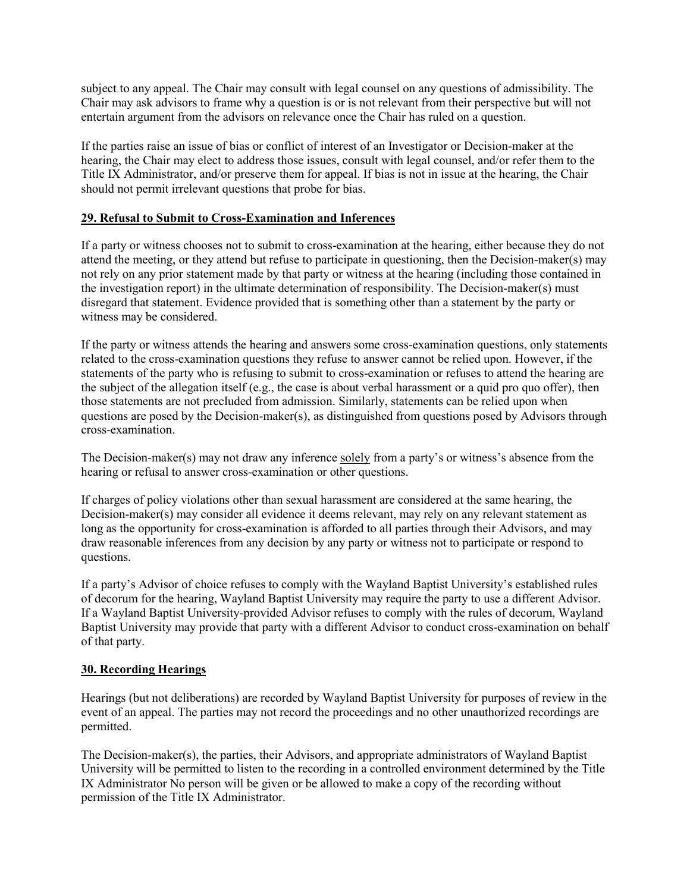subject to any appeal. The Chair may consult with legal counsel on any questions of admissibility. The Chair may ask advisors to frame why a question is or is not relevant from their perspective but will not entertain argument from the advisors on relevance once the Chair has ruled on a question.

If the parties raise an issue of bias or conflict of interest of an Investigator or Decision-maker at the hearing, the Chair may elect to address those issues, consult with legal counsel, and/or refer them to the Title IX Administrator, and/or preserve them for appeal. If bias is not in issue at the hearing, the Chair should not permit irrelevant questions that probe for bias.

## 29. Refusal to Submit to Cross-Examination and Inferences

If a party or witness chooses not to submit to cross-examination at the hearing, either because they do not attend the meeting, or they attend but refuse to participate in questioning, then the Decision-maker(s) may not rely on any prior statement made by that party or witness at the hearing (including those contained in the investigation report) in the ultimate determination of responsibility. The Decision-maker(s) must disregard that statement. Evidence provided that is something other than a statement by the party or witness may be considered.

If the party or witness attends the hearing and answers some cross-examination questions, only statements related to the cross-examination questions they refuse to answer cannot be relied upon. However, if the statements of the party who is refusing to submit to cross-examination or refuses to attend the hearing are the subject of the allegation itself (e.g., the case is about verbal harassment or a quid pro quo offer), then those statements are not precluded from admission. Similarly, statements can be relied upon when questions are posed by the Decision-maker(s), as distinguished from questions posed by Advisors through cross-examination.

The Decision-maker(s) may not draw any inference <u>solely</u> from a party's or witness's absence from the hearing or refusal to answer cross-examination or other questions.

If charges of policy violations other than sexual harassment are considered at the same hearing, the Decision-maker(s) may consider all evidence it deems relevant, may rely on any relevant statement as long as the opportunity for cross-examination is afforded to all parties through their Advisors, and may draw reasonable inferences from any decision by any party or witness not to participate or respond to questions.

If a party's Advisor of choice refuses to comply with the Wayland Baptist University's established rules of decorum for the hearing, Wayland Baptist University may require the party to use a different Advisor. If a Wayland Baptist University-provided Advisor refuses to comply with the rules of decorum, Wayland Baptist University may provide that party with a different Advisor to conduct cross-examination on behalf of that party.

## 30. Recording Hearings

Hearings (but not deliberations) are recorded by Wayland Baptist University for purposes of review in the event of an appeal. The parties may not record the proceedings and no other unauthorized recordings are permitted.

The Decision-maker(s), the parties, their Advisors, and appropriate administrators of Wayland Baptist University will be permitted to listen to the recording in a controlled environment determined by the Title IX Administrator No person will be given or be allowed to make a copy of the recording without permission of the Title IX Administrator.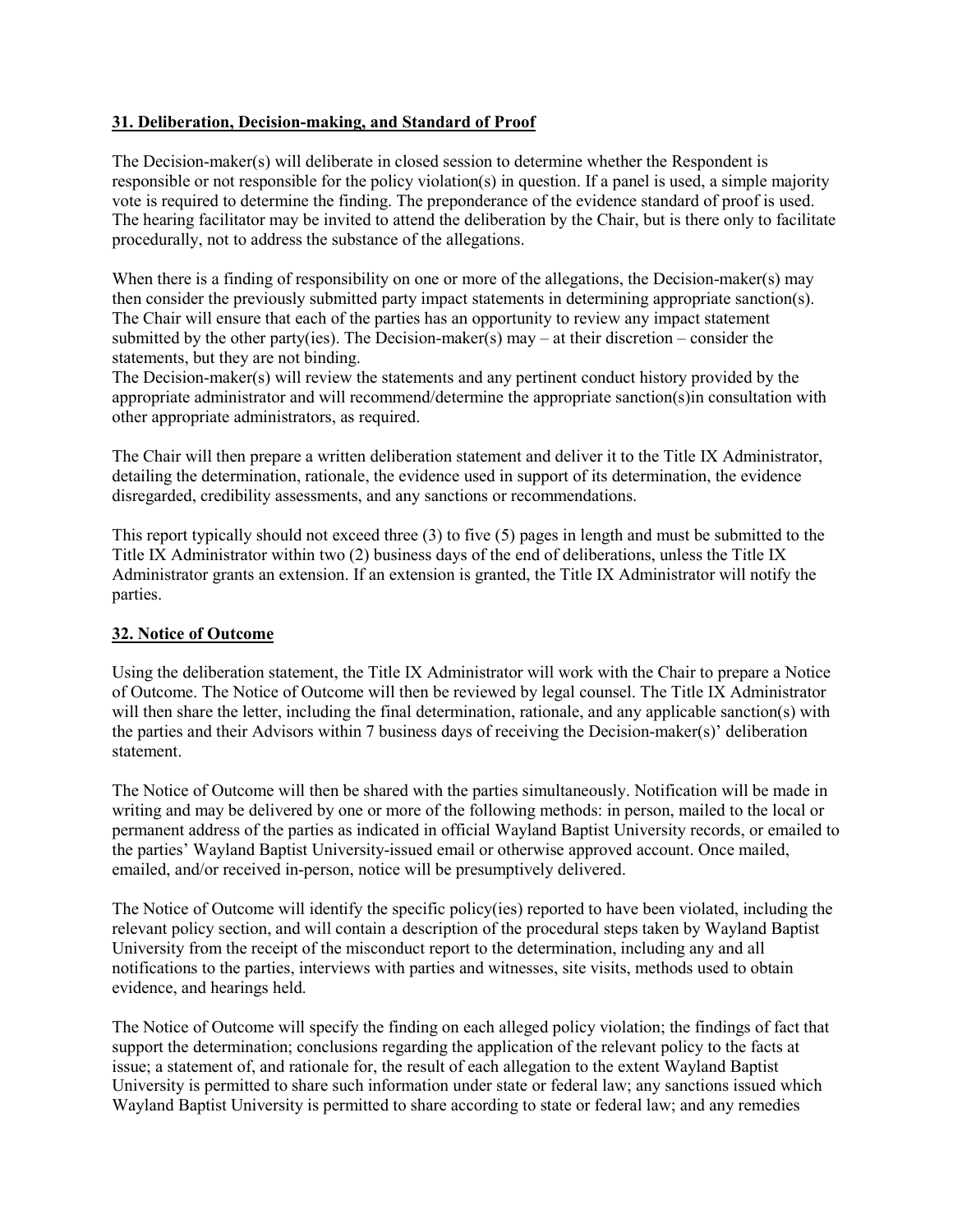## 31. Deliberation, Decision-making, and Standard of Proof

The Decision-maker(s) will deliberate in closed session to determine whether the Respondent is responsible or not responsible for the policy violation(s) in question. If a panel is used, a simple majority vote is required to determine the finding. The preponderance of the evidence standard of proof is used. The hearing facilitator may be invited to attend the deliberation by the Chair, but is there only to facilitate procedurally, not to address the substance of the allegations.

When there is a finding of responsibility on one or more of the allegations, the Decision-maker(s) may then consider the previously submitted party impact statements in determining appropriate sanction(s). The Chair will ensure that each of the parties has an opportunity to review any impact statement submitted by the other party(ies). The Decision-maker(s) may – at their discretion – consider the statements, but they are not binding.

The Decision-maker(s) will review the statements and any pertinent conduct history provided by the appropriate administrator and will recommend/determine the appropriate sanction(s)in consultation with other appropriate administrators, as required.

The Chair will then prepare a written deliberation statement and deliver it to the Title IX Administrator, detailing the determination, rationale, the evidence used in support of its determination, the evidence disregarded, credibility assessments, and any sanctions or recommendations.

This report typically should not exceed three (3) to five (5) pages in length and must be submitted to the Title IX Administrator within two (2) business days of the end of deliberations, unless the Title IX Administrator grants an extension. If an extension is granted, the Title IX Administrator will notify the parties.

## 32. Notice of Outcome

Using the deliberation statement, the Title IX Administrator will work with the Chair to prepare a Notice of Outcome. The Notice of Outcome will then be reviewed by legal counsel. The Title IX Administrator will then share the letter, including the final determination, rationale, and any applicable sanction(s) with the parties and their Advisors within 7 business days of receiving the Decision-maker(s)' deliberation statement.

The Notice of Outcome will then be shared with the parties simultaneously. Notification will be made in writing and may be delivered by one or more of the following methods: in person, mailed to the local or permanent address of the parties as indicated in official Wayland Baptist University records, or emailed to the parties' Wayland Baptist University-issued email or otherwise approved account. Once mailed, emailed, and/or received in-person, notice will be presumptively delivered.

The Notice of Outcome will identify the specific policy(ies) reported to have been violated, including the relevant policy section, and will contain a description of the procedural steps taken by Wayland Baptist University from the receipt of the misconduct report to the determination, including any and all notifications to the parties, interviews with parties and witnesses, site visits, methods used to obtain evidence, and hearings held.

The Notice of Outcome will specify the finding on each alleged policy violation; the findings of fact that support the determination; conclusions regarding the application of the relevant policy to the facts at issue; a statement of, and rationale for, the result of each allegation to the extent Wayland Baptist University is permitted to share such information under state or federal law; any sanctions issued which Wayland Baptist University is permitted to share according to state or federal law; and any remedies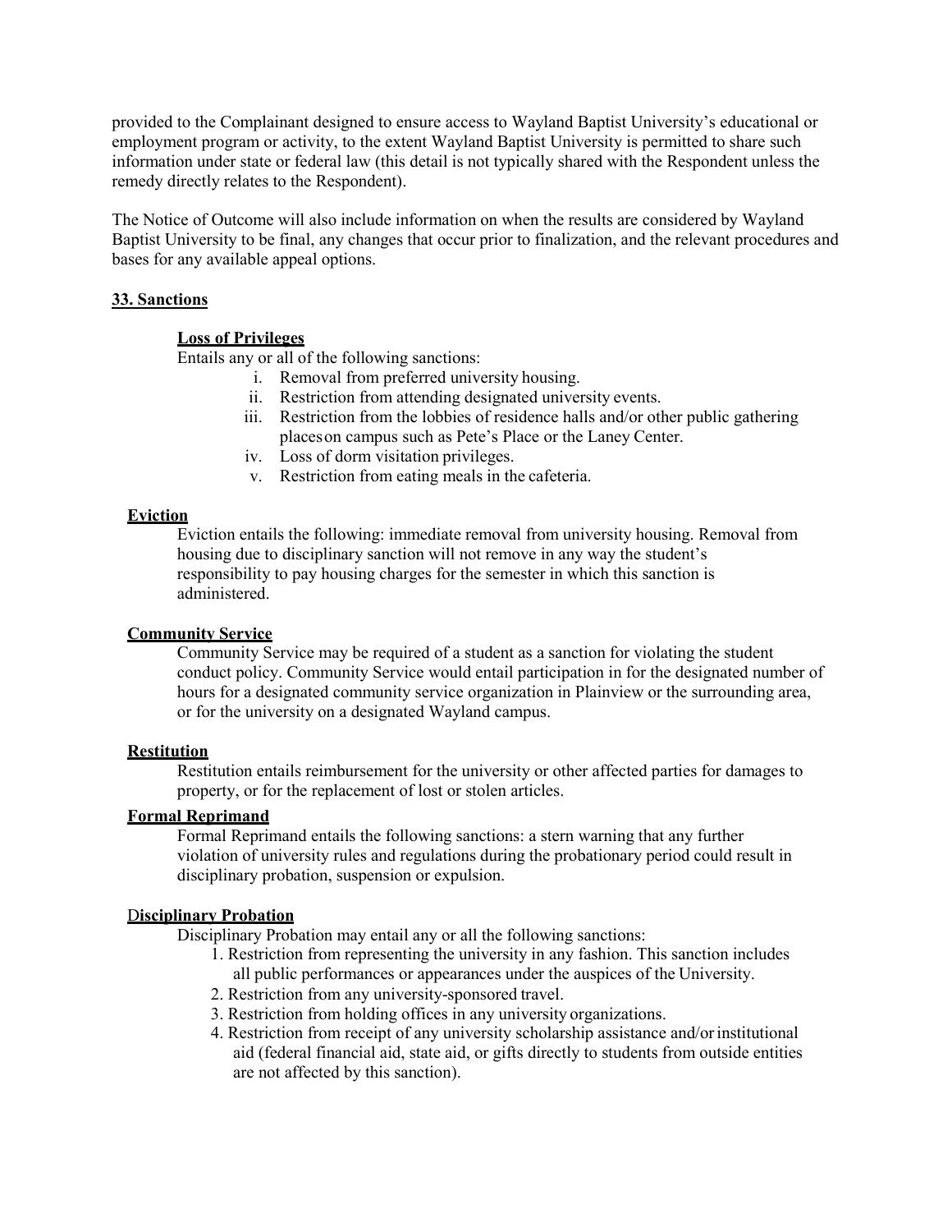provided to the Complainant designed to ensure access to Wayland Baptist University's educational or employment program or activity, to the extent Wayland Baptist University is permitted to share such information under state or federal law (this detail is not typically shared with the Respondent unless the remedy directly relates to the Respondent).

The Notice of Outcome will also include information on when the results are considered by Wayland Baptist University to be final, any changes that occur prior to finalization, and the relevant procedures and bases for any available appeal options.

## 33. Sanctions

**Loss of Privileges**

Entails any or all of the following sanctions:

i. Removal from preferred university housing.
ii. Restriction from attending designated university events.
iii. Restriction from the lobbies of residence halls and/or other public gathering placeson campus such as Pete's Place or the Laney Center.
iv. Loss of dorm visitation privileges.
v. Restriction from eating meals in the cafeteria.

**Eviction**

Eviction entails the following: immediate removal from university housing. Removal from housing due to disciplinary sanction will not remove in any way the student's responsibility to pay housing charges for the semester in which this sanction is administered.

**Community Service**

Community Service may be required of a student as a sanction for violating the student conduct policy. Community Service would entail participation in for the designated number of hours for a designated community service organization in Plainview or the surrounding area, or for the university on a designated Wayland campus.

**Restitution**

Restitution entails reimbursement for the university or other affected parties for damages to property, or for the replacement of lost or stolen articles.

**Formal Reprimand**

Formal Reprimand entails the following sanctions: a stern warning that any further violation of university rules and regulations during the probationary period could result in disciplinary probation, suspension or expulsion.

**Disciplinary Probation**

Disciplinary Probation may entail any or all the following sanctions:

1. Restriction from representing the university in any fashion. This sanction includes all public performances or appearances under the auspices of the University.
2. Restriction from any university-sponsored travel.
3. Restriction from holding offices in any university organizations.
4. Restriction from receipt of any university scholarship assistance and/or institutional aid (federal financial aid, state aid, or gifts directly to students from outside entities are not affected by this sanction).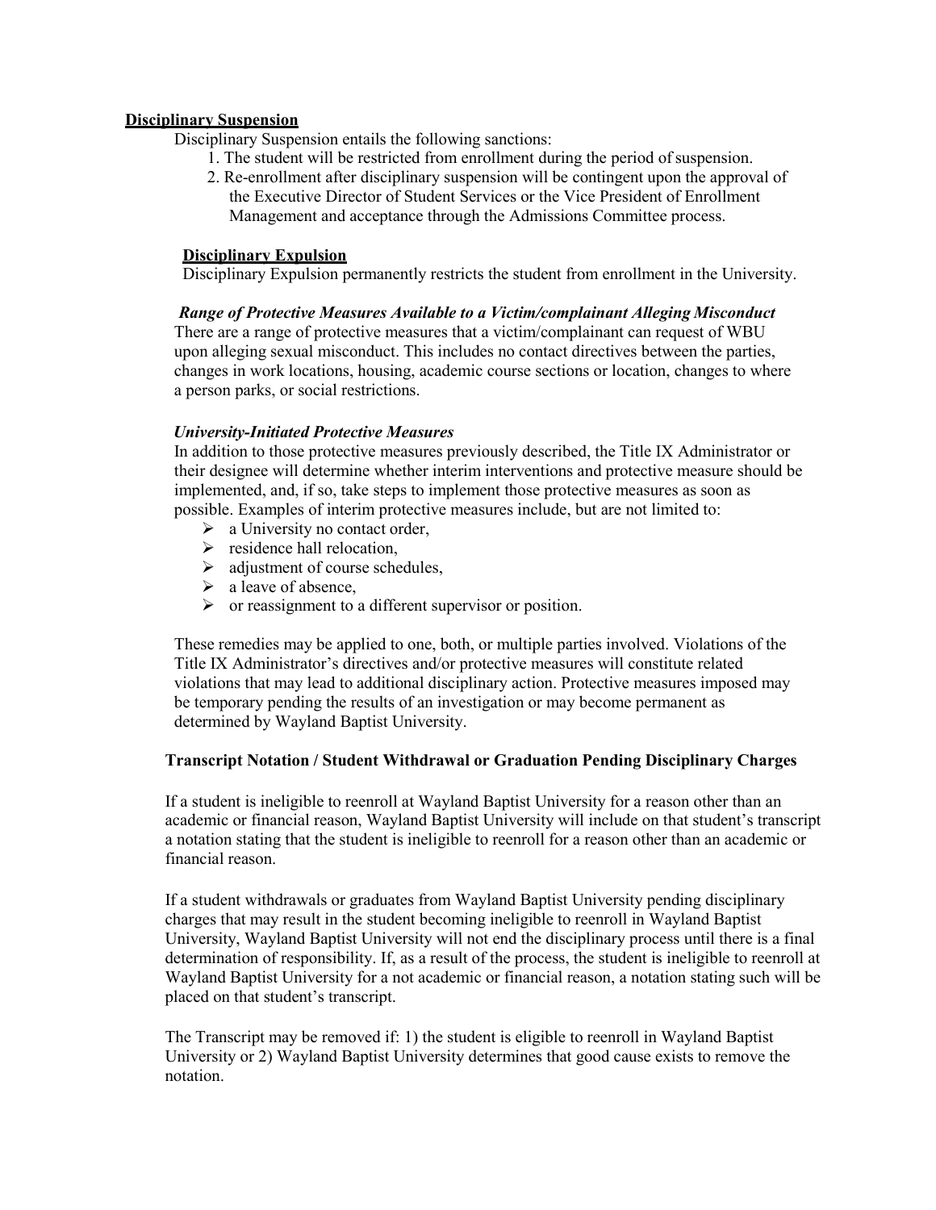**Disciplinary Suspension**

Disciplinary Suspension entails the following sanctions:

1. The student will be restricted from enrollment during the period of suspension.
2. Re-enrollment after disciplinary suspension will be contingent upon the approval of the Executive Director of Student Services or the Vice President of Enrollment Management and acceptance through the Admissions Committee process.

**Disciplinary Expulsion**

Disciplinary Expulsion permanently restricts the student from enrollment in the University.

***Range of Protective Measures Available to a Victim/complainant Alleging Misconduct***

There are a range of protective measures that a victim/complainant can request of WBU upon alleging sexual misconduct. This includes no contact directives between the parties, changes in work locations, housing, academic course sections or location, changes to where a person parks, or social restrictions.

***University-Initiated Protective Measures***

In addition to those protective measures previously described, the Title IX Administrator or their designee will determine whether interim interventions and protective measure should be implemented, and, if so, take steps to implement those protective measures as soon as possible. Examples of interim protective measures include, but are not limited to:

- a University no contact order,
- residence hall relocation,
- adjustment of course schedules,
- a leave of absence,
- or reassignment to a different supervisor or position.

These remedies may be applied to one, both, or multiple parties involved. Violations of the Title IX Administrator's directives and/or protective measures will constitute related violations that may lead to additional disciplinary action. Protective measures imposed may be temporary pending the results of an investigation or may become permanent as determined by Wayland Baptist University.

**Transcript Notation / Student Withdrawal or Graduation Pending Disciplinary Charges**

If a student is ineligible to reenroll at Wayland Baptist University for a reason other than an academic or financial reason, Wayland Baptist University will include on that student's transcript a notation stating that the student is ineligible to reenroll for a reason other than an academic or financial reason.

If a student withdrawals or graduates from Wayland Baptist University pending disciplinary charges that may result in the student becoming ineligible to reenroll in Wayland Baptist University, Wayland Baptist University will not end the disciplinary process until there is a final determination of responsibility. If, as a result of the process, the student is ineligible to reenroll at Wayland Baptist University for a not academic or financial reason, a notation stating such will be placed on that student's transcript.

The Transcript may be removed if: 1) the student is eligible to reenroll in Wayland Baptist University or 2) Wayland Baptist University determines that good cause exists to remove the notation.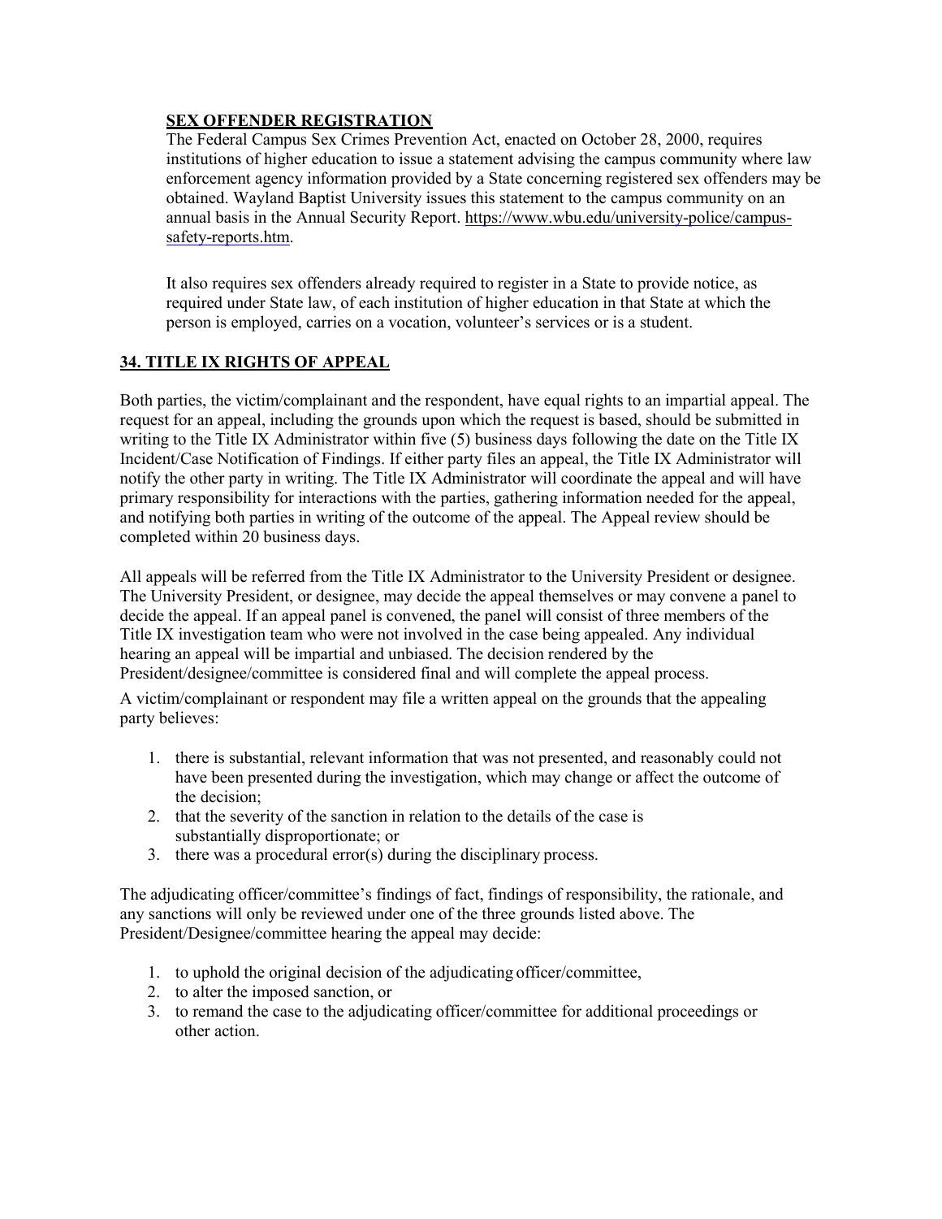**SEX OFFENDER REGISTRATION**

The Federal Campus Sex Crimes Prevention Act, enacted on October 28, 2000, requires institutions of higher education to issue a statement advising the campus community where law enforcement agency information provided by a State concerning registered sex offenders may be obtained. Wayland Baptist University issues this statement to the campus community on an annual basis in the Annual Security Report. https://www.wbu.edu/university-police/campus-safety-reports.htm.

It also requires sex offenders already required to register in a State to provide notice, as required under State law, of each institution of higher education in that State at which the person is employed, carries on a vocation, volunteer's services or is a student.

## 34. TITLE IX RIGHTS OF APPEAL

Both parties, the victim/complainant and the respondent, have equal rights to an impartial appeal. The request for an appeal, including the grounds upon which the request is based, should be submitted in writing to the Title IX Administrator within five (5) business days following the date on the Title IX Incident/Case Notification of Findings. If either party files an appeal, the Title IX Administrator will notify the other party in writing. The Title IX Administrator will coordinate the appeal and will have primary responsibility for interactions with the parties, gathering information needed for the appeal, and notifying both parties in writing of the outcome of the appeal. The Appeal review should be completed within 20 business days.

All appeals will be referred from the Title IX Administrator to the University President or designee. The University President, or designee, may decide the appeal themselves or may convene a panel to decide the appeal. If an appeal panel is convened, the panel will consist of three members of the Title IX investigation team who were not involved in the case being appealed. Any individual hearing an appeal will be impartial and unbiased. The decision rendered by the President/designee/committee is considered final and will complete the appeal process.

A victim/complainant or respondent may file a written appeal on the grounds that the appealing party believes:

1. there is substantial, relevant information that was not presented, and reasonably could not have been presented during the investigation, which may change or affect the outcome of the decision;
2. that the severity of the sanction in relation to the details of the case is substantially disproportionate; or
3. there was a procedural error(s) during the disciplinary process.

The adjudicating officer/committee's findings of fact, findings of responsibility, the rationale, and any sanctions will only be reviewed under one of the three grounds listed above. The President/Designee/committee hearing the appeal may decide:

1. to uphold the original decision of the adjudicating officer/committee,
2. to alter the imposed sanction, or
3. to remand the case to the adjudicating officer/committee for additional proceedings or other action.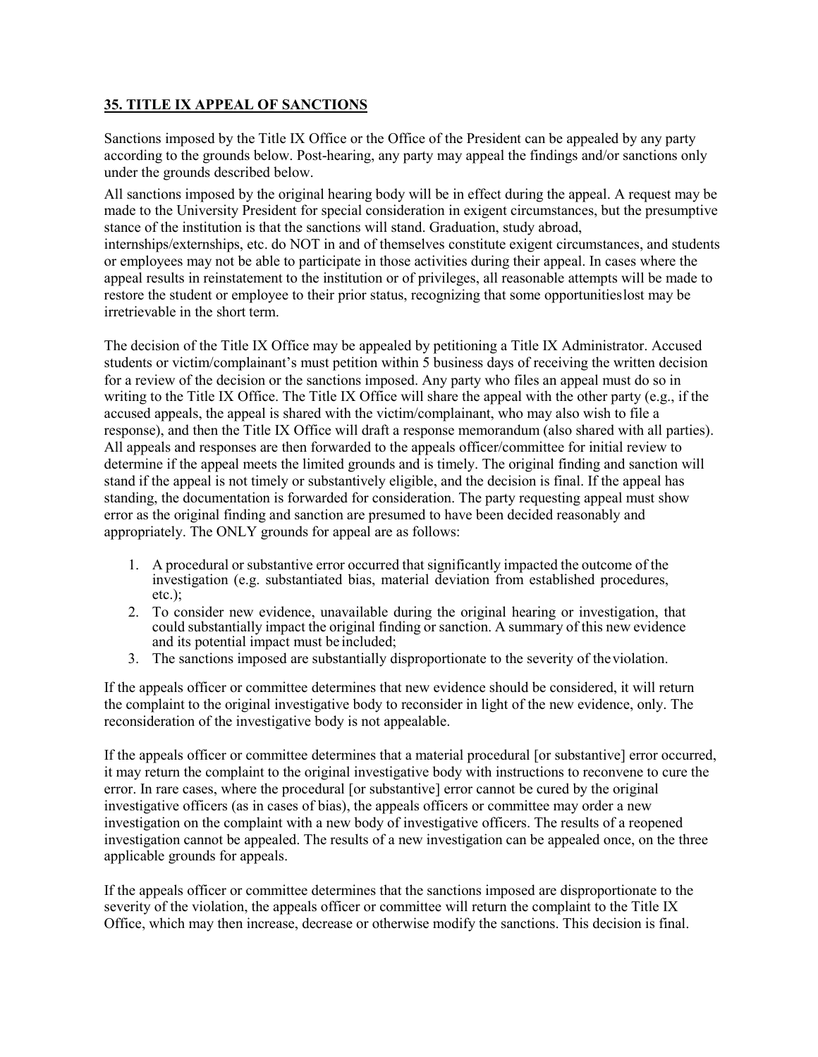## 35. TITLE IX APPEAL OF SANCTIONS

Sanctions imposed by the Title IX Office or the Office of the President can be appealed by any party according to the grounds below. Post-hearing, any party may appeal the findings and/or sanctions only under the grounds described below.

All sanctions imposed by the original hearing body will be in effect during the appeal. A request may be made to the University President for special consideration in exigent circumstances, but the presumptive stance of the institution is that the sanctions will stand. Graduation, study abroad, internships/externships, etc. do NOT in and of themselves constitute exigent circumstances, and students or employees may not be able to participate in those activities during their appeal. In cases where the appeal results in reinstatement to the institution or of privileges, all reasonable attempts will be made to restore the student or employee to their prior status, recognizing that some opportunitieslost may be irretrievable in the short term.

The decision of the Title IX Office may be appealed by petitioning a Title IX Administrator. Accused students or victim/complainant's must petition within 5 business days of receiving the written decision for a review of the decision or the sanctions imposed. Any party who files an appeal must do so in writing to the Title IX Office. The Title IX Office will share the appeal with the other party (e.g., if the accused appeals, the appeal is shared with the victim/complainant, who may also wish to file a response), and then the Title IX Office will draft a response memorandum (also shared with all parties). All appeals and responses are then forwarded to the appeals officer/committee for initial review to determine if the appeal meets the limited grounds and is timely. The original finding and sanction will stand if the appeal is not timely or substantively eligible, and the decision is final. If the appeal has standing, the documentation is forwarded for consideration. The party requesting appeal must show error as the original finding and sanction are presumed to have been decided reasonably and appropriately. The ONLY grounds for appeal are as follows:

1. A procedural or substantive error occurred that significantly impacted the outcome of the investigation (e.g. substantiated bias, material deviation from established procedures, etc.);
2. To consider new evidence, unavailable during the original hearing or investigation, that could substantially impact the original finding or sanction. A summary of this new evidence and its potential impact must be included;
3. The sanctions imposed are substantially disproportionate to the severity of the violation.

If the appeals officer or committee determines that new evidence should be considered, it will return the complaint to the original investigative body to reconsider in light of the new evidence, only. The reconsideration of the investigative body is not appealable.

If the appeals officer or committee determines that a material procedural [or substantive] error occurred, it may return the complaint to the original investigative body with instructions to reconvene to cure the error. In rare cases, where the procedural [or substantive] error cannot be cured by the original investigative officers (as in cases of bias), the appeals officers or committee may order a new investigation on the complaint with a new body of investigative officers. The results of a reopened investigation cannot be appealed. The results of a new investigation can be appealed once, on the three applicable grounds for appeals.

If the appeals officer or committee determines that the sanctions imposed are disproportionate to the severity of the violation, the appeals officer or committee will return the complaint to the Title IX Office, which may then increase, decrease or otherwise modify the sanctions. This decision is final.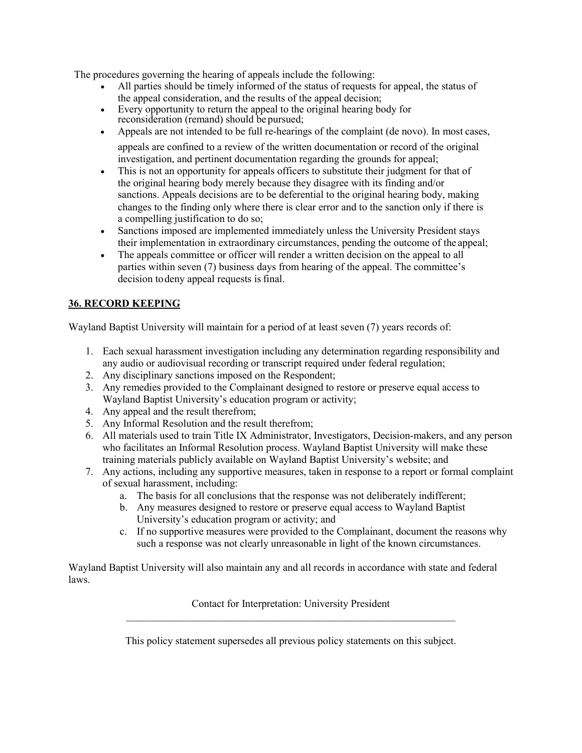The procedures governing the hearing of appeals include the following:

- All parties should be timely informed of the status of requests for appeal, the status of the appeal consideration, and the results of the appeal decision;
- Every opportunity to return the appeal to the original hearing body for reconsideration (remand) should be pursued;
- Appeals are not intended to be full re-hearings of the complaint (de novo). In most cases, appeals are confined to a review of the written documentation or record of the original investigation, and pertinent documentation regarding the grounds for appeal;
- This is not an opportunity for appeals officers to substitute their judgment for that of the original hearing body merely because they disagree with its finding and/or sanctions. Appeals decisions are to be deferential to the original hearing body, making changes to the finding only where there is clear error and to the sanction only if there is a compelling justification to do so;
- Sanctions imposed are implemented immediately unless the University President stays their implementation in extraordinary circumstances, pending the outcome of the appeal;
- The appeals committee or officer will render a written decision on the appeal to all parties within seven (7) business days from hearing of the appeal. The committee's decision to deny appeal requests is final.

## 36. RECORD KEEPING

Wayland Baptist University will maintain for a period of at least seven (7) years records of:

1. Each sexual harassment investigation including any determination regarding responsibility and any audio or audiovisual recording or transcript required under federal regulation;
2. Any disciplinary sanctions imposed on the Respondent;
3. Any remedies provided to the Complainant designed to restore or preserve equal access to Wayland Baptist University's education program or activity;
4. Any appeal and the result therefrom;
5. Any Informal Resolution and the result therefrom;
6. All materials used to train Title IX Administrator, Investigators, Decision-makers, and any person who facilitates an Informal Resolution process. Wayland Baptist University will make these training materials publicly available on Wayland Baptist University's website; and
7. Any actions, including any supportive measures, taken in response to a report or formal complaint of sexual harassment, including:
   a. The basis for all conclusions that the response was not deliberately indifferent;
   b. Any measures designed to restore or preserve equal access to Wayland Baptist University's education program or activity; and
   c. If no supportive measures were provided to the Complainant, document the reasons why such a response was not clearly unreasonable in light of the known circumstances.

Wayland Baptist University will also maintain any and all records in accordance with state and federal laws.

Contact for Interpretation: University President

---

This policy statement supersedes all previous policy statements on this subject.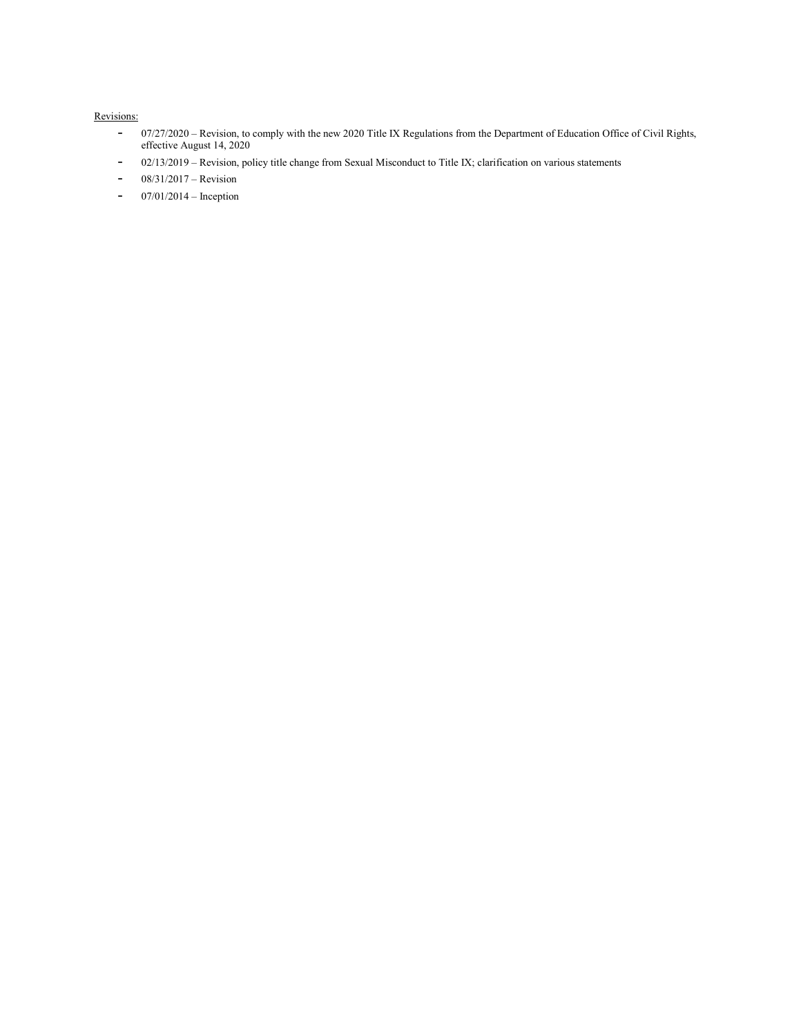<u>Revisions:</u>

- 07/27/2020 – Revision, to comply with the new 2020 Title IX Regulations from the Department of Education Office of Civil Rights, effective August 14, 2020
- 02/13/2019 – Revision, policy title change from Sexual Misconduct to Title IX; clarification on various statements
- 08/31/2017 – Revision
- 07/01/2014 – Inception